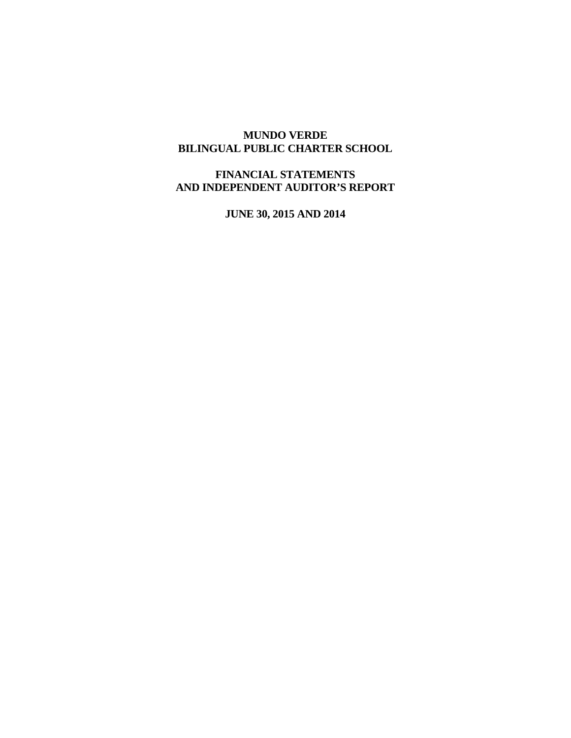# MUNDO VERDE
# BILINGUAL PUBLIC CHARTER SCHOOL

## FINANCIAL STATEMENTS
## AND INDEPENDENT AUDITOR'S REPORT

### JUNE 30, 2015 AND 2014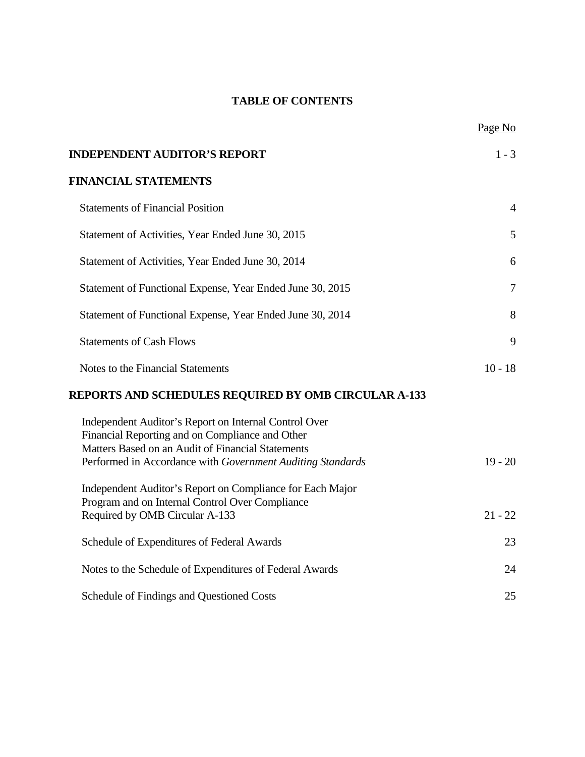# TABLE OF CONTENTS

| | Page No |
|---|---|
| **INDEPENDENT AUDITOR'S REPORT** | 1 - 3 |
| **FINANCIAL STATEMENTS** | |
| Statements of Financial Position | 4 |
| Statement of Activities, Year Ended June 30, 2015 | 5 |
| Statement of Activities, Year Ended June 30, 2014 | 6 |
| Statement of Functional Expense, Year Ended June 30, 2015 | 7 |
| Statement of Functional Expense, Year Ended June 30, 2014 | 8 |
| Statements of Cash Flows | 9 |
| Notes to the Financial Statements | 10 - 18 |
| **REPORTS AND SCHEDULES REQUIRED BY OMB CIRCULAR A-133** | |
| Independent Auditor's Report on Internal Control Over Financial Reporting and on Compliance and Other Matters Based on an Audit of Financial Statements Performed in Accordance with *Government Auditing Standards* | 19 - 20 |
| Independent Auditor's Report on Compliance for Each Major Program and on Internal Control Over Compliance Required by OMB Circular A-133 | 21 - 22 |
| Schedule of Expenditures of Federal Awards | 23 |
| Notes to the Schedule of Expenditures of Federal Awards | 24 |
| Schedule of Findings and Questioned Costs | 25 |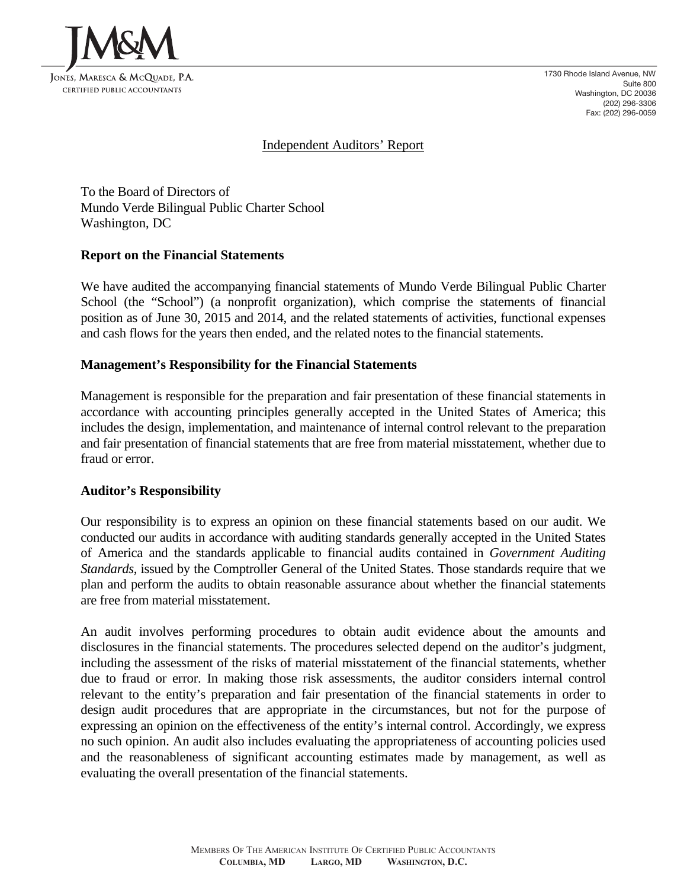JM&M

Jones, Maresca & McQuade, P.A.
Certified Public Accountants

1730 Rhode Island Avenue, NW
Suite 800
Washington, DC 20036
(202) 296-3306
Fax: (202) 296-0059

# Independent Auditors' Report

To the Board of Directors of
Mundo Verde Bilingual Public Charter School
Washington, DC

## Report on the Financial Statements

We have audited the accompanying financial statements of Mundo Verde Bilingual Public Charter School (the "School") (a nonprofit organization), which comprise the statements of financial position as of June 30, 2015 and 2014, and the related statements of activities, functional expenses and cash flows for the years then ended, and the related notes to the financial statements.

## Management's Responsibility for the Financial Statements

Management is responsible for the preparation and fair presentation of these financial statements in accordance with accounting principles generally accepted in the United States of America; this includes the design, implementation, and maintenance of internal control relevant to the preparation and fair presentation of financial statements that are free from material misstatement, whether due to fraud or error.

## Auditor's Responsibility

Our responsibility is to express an opinion on these financial statements based on our audit. We conducted our audits in accordance with auditing standards generally accepted in the United States of America and the standards applicable to financial audits contained in *Government Auditing Standards*, issued by the Comptroller General of the United States. Those standards require that we plan and perform the audits to obtain reasonable assurance about whether the financial statements are free from material misstatement.

An audit involves performing procedures to obtain audit evidence about the amounts and disclosures in the financial statements. The procedures selected depend on the auditor's judgment, including the assessment of the risks of material misstatement of the financial statements, whether due to fraud or error. In making those risk assessments, the auditor considers internal control relevant to the entity's preparation and fair presentation of the financial statements in order to design audit procedures that are appropriate in the circumstances, but not for the purpose of expressing an opinion on the effectiveness of the entity's internal control. Accordingly, we express no such opinion. An audit also includes evaluating the appropriateness of accounting policies used and the reasonableness of significant accounting estimates made by management, as well as evaluating the overall presentation of the financial statements.

Members Of The American Institute Of Certified Public Accountants
**Columbia, MD** **Largo, MD** **Washington, D.C.**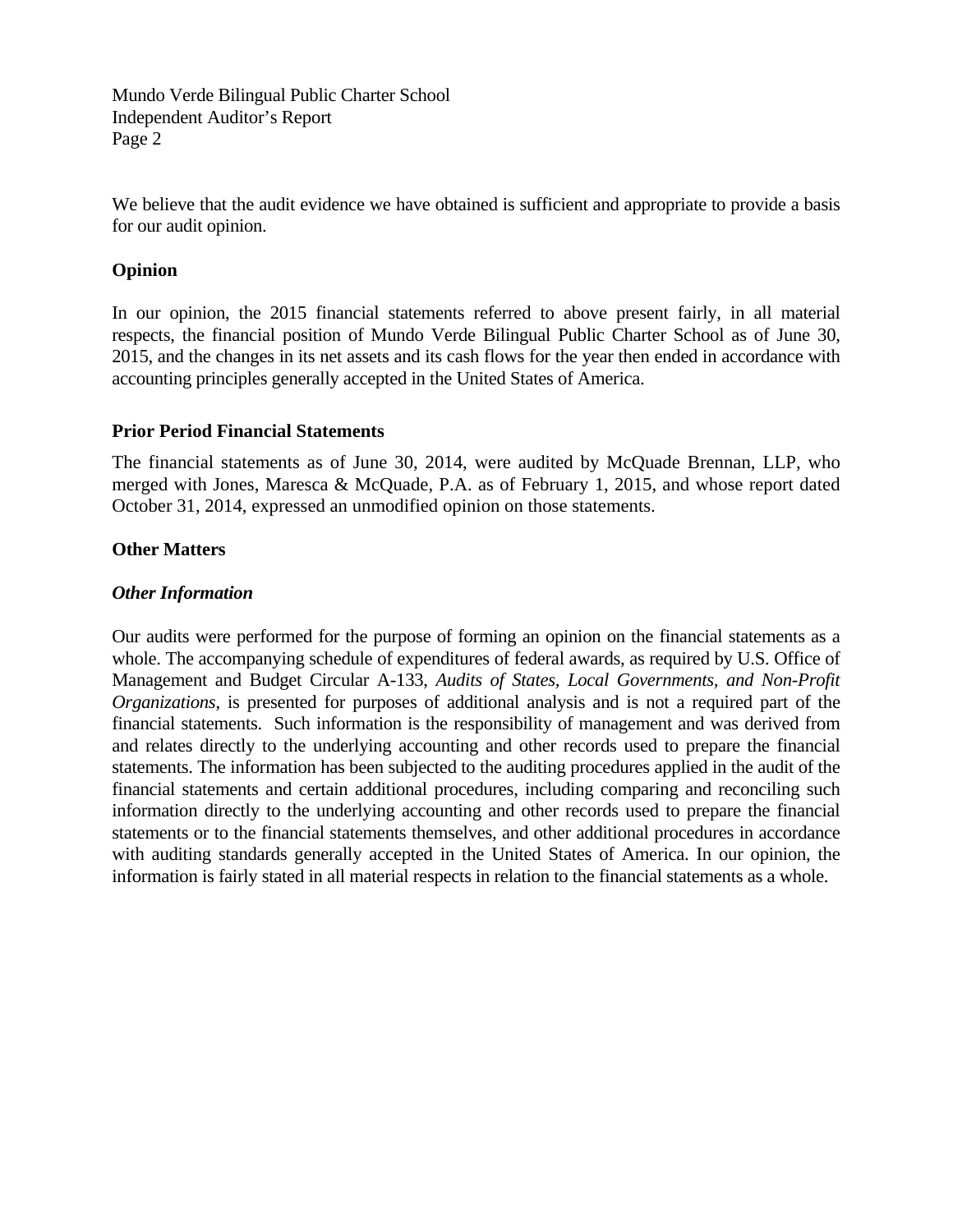We believe that the audit evidence we have obtained is sufficient and appropriate to provide a basis for our audit opinion.

**Opinion**

In our opinion, the 2015 financial statements referred to above present fairly, in all material respects, the financial position of Mundo Verde Bilingual Public Charter School as of June 30, 2015, and the changes in its net assets and its cash flows for the year then ended in accordance with accounting principles generally accepted in the United States of America.

**Prior Period Financial Statements**

The financial statements as of June 30, 2014, were audited by McQuade Brennan, LLP, who merged with Jones, Maresca & McQuade, P.A. as of February 1, 2015, and whose report dated October 31, 2014, expressed an unmodified opinion on those statements.

**Other Matters**

***Other Information***

Our audits were performed for the purpose of forming an opinion on the financial statements as a whole. The accompanying schedule of expenditures of federal awards, as required by U.S. Office of Management and Budget Circular A-133, *Audits of States, Local Governments, and Non-Profit Organizations*, is presented for purposes of additional analysis and is not a required part of the financial statements. Such information is the responsibility of management and was derived from and relates directly to the underlying accounting and other records used to prepare the financial statements. The information has been subjected to the auditing procedures applied in the audit of the financial statements and certain additional procedures, including comparing and reconciling such information directly to the underlying accounting and other records used to prepare the financial statements or to the financial statements themselves, and other additional procedures in accordance with auditing standards generally accepted in the United States of America. In our opinion, the information is fairly stated in all material respects in relation to the financial statements as a whole.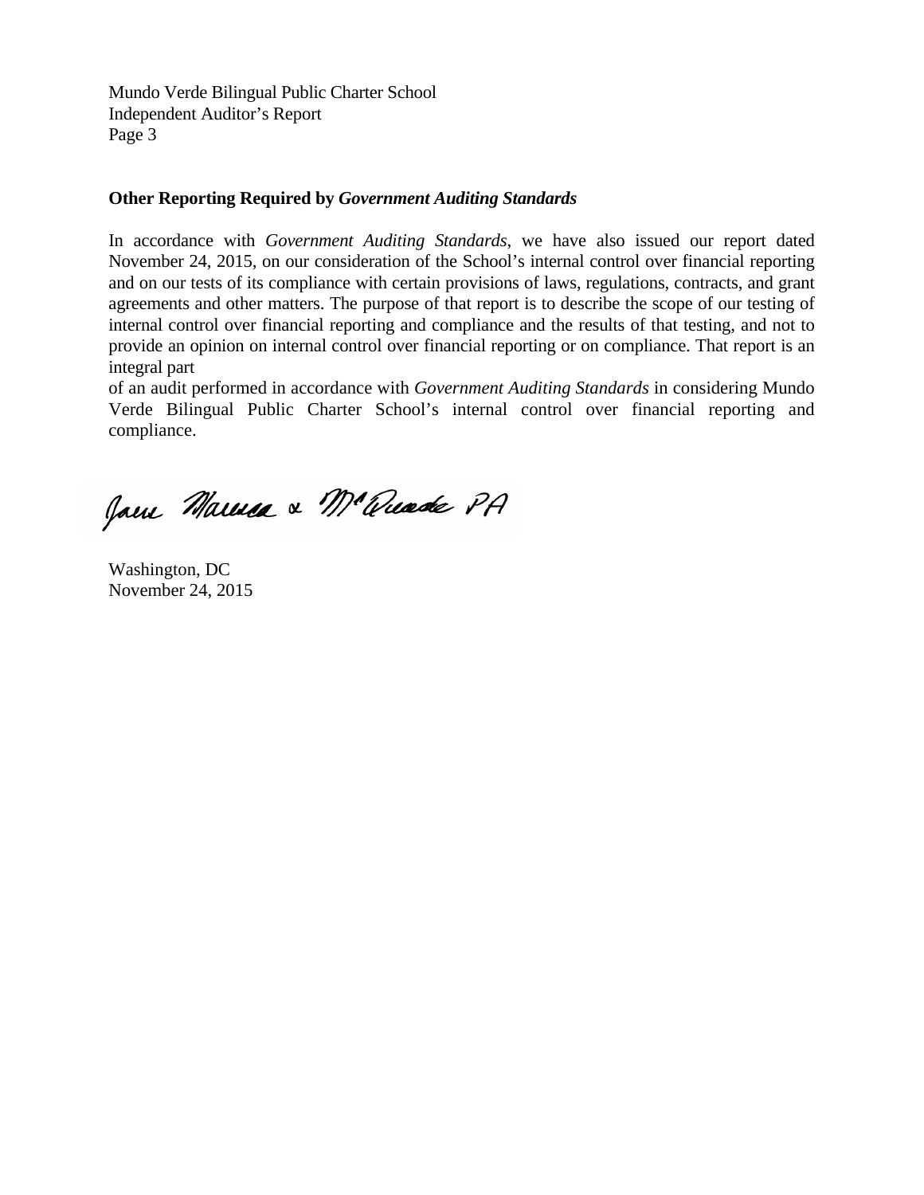Mundo Verde Bilingual Public Charter School
Independent Auditor's Report
Page 3

**Other Reporting Required by *Government Auditing Standards***

In accordance with *Government Auditing Standards*, we have also issued our report dated November 24, 2015, on our consideration of the School's internal control over financial reporting and on our tests of its compliance with certain provisions of laws, regulations, contracts, and grant agreements and other matters. The purpose of that report is to describe the scope of our testing of internal control over financial reporting and compliance and the results of that testing, and not to provide an opinion on internal control over financial reporting or on compliance. That report is an integral part of an audit performed in accordance with *Government Auditing Standards* in considering Mundo Verde Bilingual Public Charter School's internal control over financial reporting and compliance.

Jane Marusa & McQuade PA

Washington, DC
November 24, 2015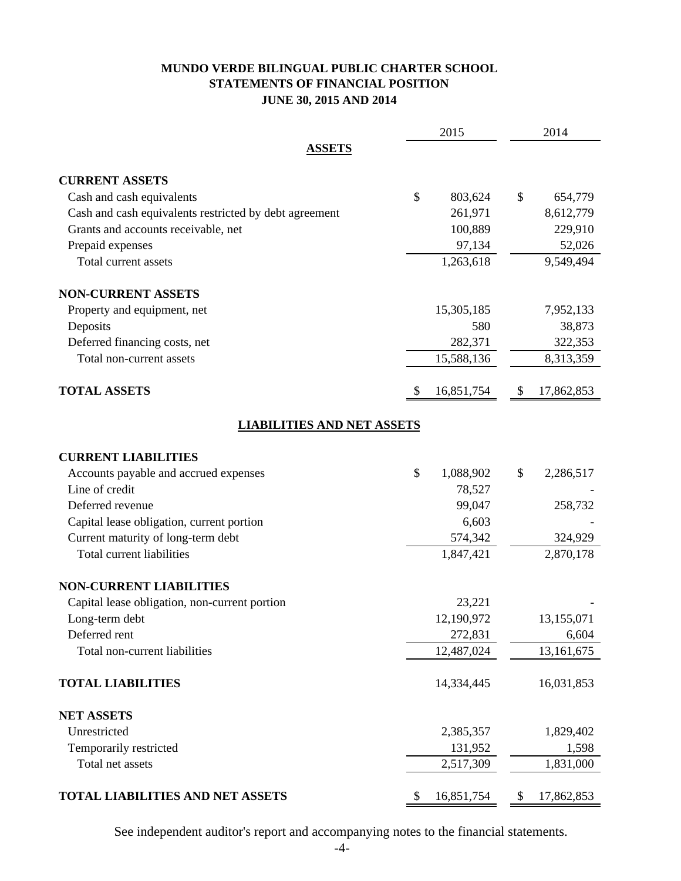# MUNDO VERDE BILINGUAL PUBLIC CHARTER SCHOOL
## STATEMENTS OF FINANCIAL POSITION
### JUNE 30, 2015 AND 2014

| | 2015 | 2014 |
|---|---|---|
| **ASSETS** | | |
| **CURRENT ASSETS** | | |
| Cash and cash equivalents | $ 803,624 | $ 654,779 |
| Cash and cash equivalents restricted by debt agreement | 261,971 | 8,612,779 |
| Grants and accounts receivable, net | 100,889 | 229,910 |
| Prepaid expenses | 97,134 | 52,026 |
| Total current assets | 1,263,618 | 9,549,494 |
| **NON-CURRENT ASSETS** | | |
| Property and equipment, net | 15,305,185 | 7,952,133 |
| Deposits | 580 | 38,873 |
| Deferred financing costs, net | 282,371 | 322,353 |
| Total non-current assets | 15,588,136 | 8,313,359 |
| **TOTAL ASSETS** | $ 16,851,754 | $ 17,862,853 |
| **LIABILITIES AND NET ASSETS** | | |
| **CURRENT LIABILITIES** | | |
| Accounts payable and accrued expenses | $ 1,088,902 | $ 2,286,517 |
| Line of credit | 78,527 | - |
| Deferred revenue | 99,047 | 258,732 |
| Capital lease obligation, current portion | 6,603 | - |
| Current maturity of long-term debt | 574,342 | 324,929 |
| Total current liabilities | 1,847,421 | 2,870,178 |
| **NON-CURRENT LIABILITIES** | | |
| Capital lease obligation, non-current portion | 23,221 | - |
| Long-term debt | 12,190,972 | 13,155,071 |
| Deferred rent | 272,831 | 6,604 |
| Total non-current liabilities | 12,487,024 | 13,161,675 |
| **TOTAL LIABILITIES** | 14,334,445 | 16,031,853 |
| **NET ASSETS** | | |
| Unrestricted | 2,385,357 | 1,829,402 |
| Temporarily restricted | 131,952 | 1,598 |
| Total net assets | 2,517,309 | 1,831,000 |
| **TOTAL LIABILITIES AND NET ASSETS** | $ 16,851,754 | $ 17,862,853 |

See independent auditor's report and accompanying notes to the financial statements.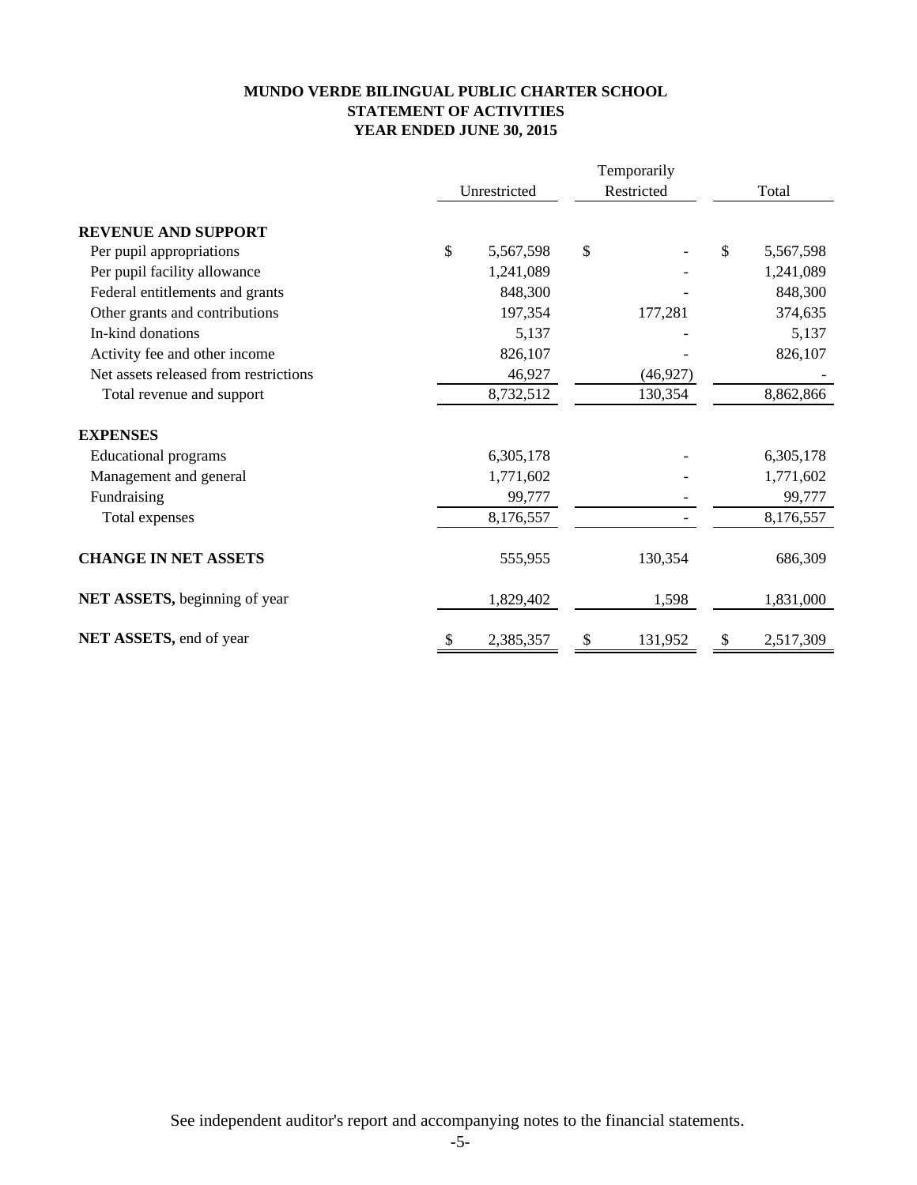# MUNDO VERDE BILINGUAL PUBLIC CHARTER SCHOOL
## STATEMENT OF ACTIVITIES
### YEAR ENDED JUNE 30, 2015

| | Unrestricted | Temporarily Restricted | Total |
|---|---|---|---|
| **REVENUE AND SUPPORT** | | | |
| Per pupil appropriations | $ 5,567,598 | $ - | $ 5,567,598 |
| Per pupil facility allowance | 1,241,089 | - | 1,241,089 |
| Federal entitlements and grants | 848,300 | - | 848,300 |
| Other grants and contributions | 197,354 | 177,281 | 374,635 |
| In-kind donations | 5,137 | - | 5,137 |
| Activity fee and other income | 826,107 | - | 826,107 |
| Net assets released from restrictions | 46,927 | (46,927) | - |
| Total revenue and support | 8,732,512 | 130,354 | 8,862,866 |
| **EXPENSES** | | | |
| Educational programs | 6,305,178 | - | 6,305,178 |
| Management and general | 1,771,602 | - | 1,771,602 |
| Fundraising | 99,777 | - | 99,777 |
| Total expenses | 8,176,557 | - | 8,176,557 |
| **CHANGE IN NET ASSETS** | 555,955 | 130,354 | 686,309 |
| **NET ASSETS,** beginning of year | 1,829,402 | 1,598 | 1,831,000 |
| **NET ASSETS,** end of year | $ 2,385,357 | $ 131,952 | $ 2,517,309 |

See independent auditor's report and accompanying notes to the financial statements.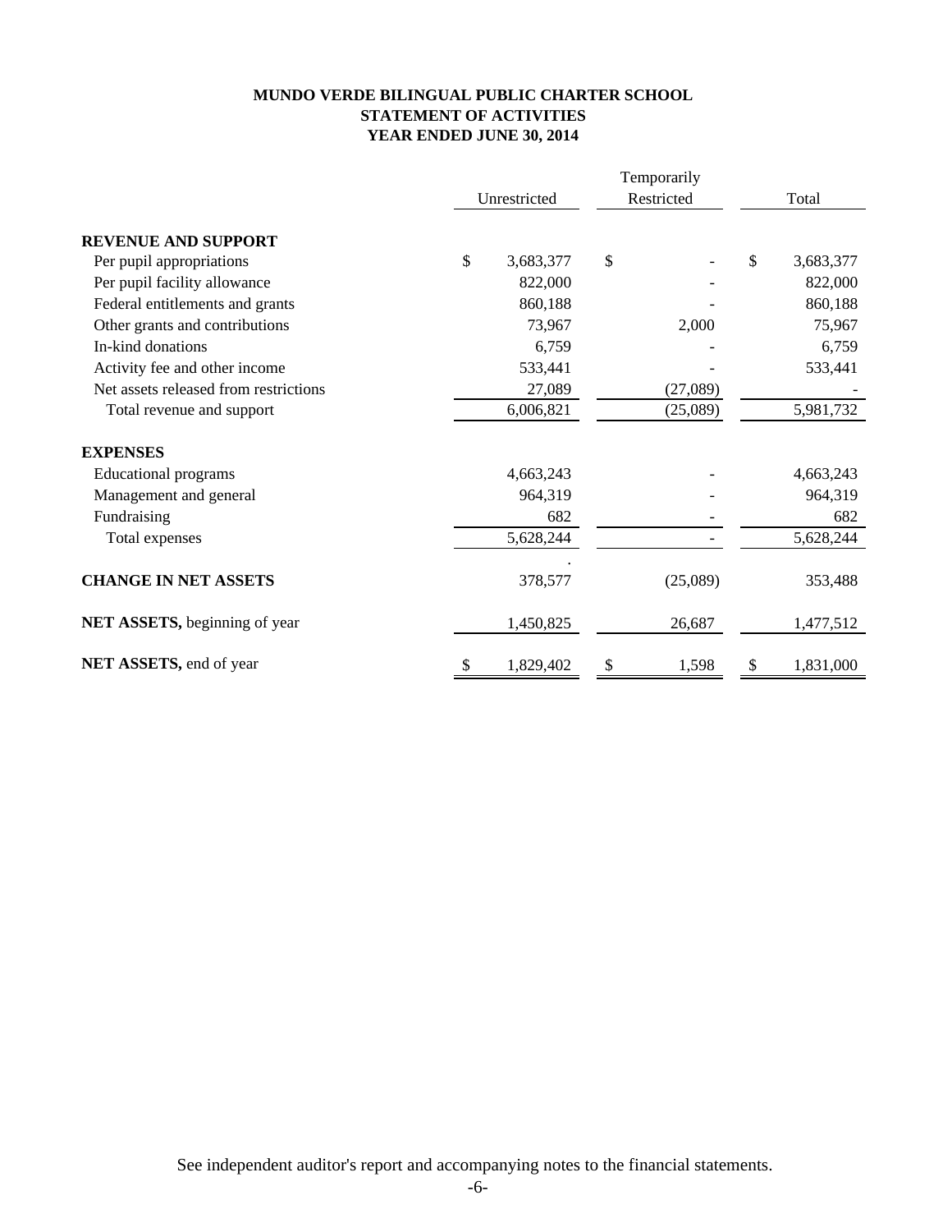**MUNDO VERDE BILINGUAL PUBLIC CHARTER SCHOOL**
**STATEMENT OF ACTIVITIES**
**YEAR ENDED JUNE 30, 2014**

| | Unrestricted | Temporarily Restricted | Total |
|---|---|---|---|
| **REVENUE AND SUPPORT** | | | |
| Per pupil appropriations | $ 3,683,377 | $ - | $ 3,683,377 |
| Per pupil facility allowance | 822,000 | - | 822,000 |
| Federal entitlements and grants | 860,188 | - | 860,188 |
| Other grants and contributions | 73,967 | 2,000 | 75,967 |
| In-kind donations | 6,759 | - | 6,759 |
| Activity fee and other income | 533,441 | - | 533,441 |
| Net assets released from restrictions | 27,089 | (27,089) | - |
| Total revenue and support | 6,006,821 | (25,089) | 5,981,732 |
| **EXPENSES** | | | |
| Educational programs | 4,663,243 | - | 4,663,243 |
| Management and general | 964,319 | - | 964,319 |
| Fundraising | 682 | - | 682 |
| Total expenses | 5,628,244 | - | 5,628,244 |
| **CHANGE IN NET ASSETS** | 378,577 | (25,089) | 353,488 |
| **NET ASSETS,** beginning of year | 1,450,825 | 26,687 | 1,477,512 |
| **NET ASSETS,** end of year | $ 1,829,402 | $ 1,598 | $ 1,831,000 |

See independent auditor's report and accompanying notes to the financial statements.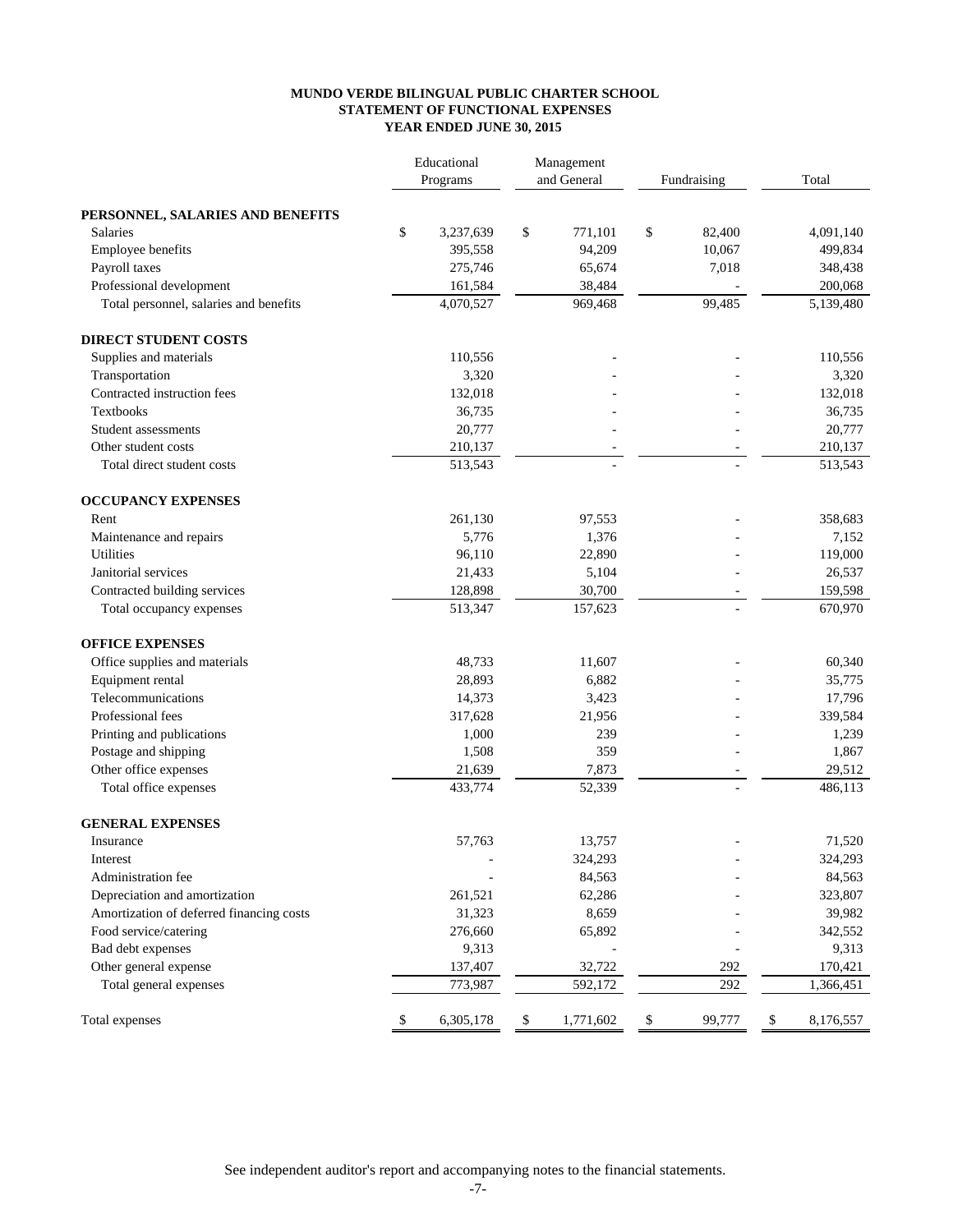# MUNDO VERDE BILINGUAL PUBLIC CHARTER SCHOOL
## STATEMENT OF FUNCTIONAL EXPENSES
### YEAR ENDED JUNE 30, 2015

| | Educational Programs | Management and General | Fundraising | Total |
|---|---|---|---|---|
| **PERSONNEL, SALARIES AND BENEFITS** | | | | |
| Salaries | $ 3,237,639 | $ 771,101 | $ 82,400 | 4,091,140 |
| Employee benefits | 395,558 | 94,209 | 10,067 | 499,834 |
| Payroll taxes | 275,746 | 65,674 | 7,018 | 348,438 |
| Professional development | 161,584 | 38,484 | - | 200,068 |
| Total personnel, salaries and benefits | 4,070,527 | 969,468 | 99,485 | 5,139,480 |
| **DIRECT STUDENT COSTS** | | | | |
| Supplies and materials | 110,556 | - | - | 110,556 |
| Transportation | 3,320 | - | - | 3,320 |
| Contracted instruction fees | 132,018 | - | - | 132,018 |
| Textbooks | 36,735 | - | - | 36,735 |
| Student assessments | 20,777 | - | - | 20,777 |
| Other student costs | 210,137 | - | - | 210,137 |
| Total direct student costs | 513,543 | - | - | 513,543 |
| **OCCUPANCY EXPENSES** | | | | |
| Rent | 261,130 | 97,553 | - | 358,683 |
| Maintenance and repairs | 5,776 | 1,376 | - | 7,152 |
| Utilities | 96,110 | 22,890 | - | 119,000 |
| Janitorial services | 21,433 | 5,104 | - | 26,537 |
| Contracted building services | 128,898 | 30,700 | - | 159,598 |
| Total occupancy expenses | 513,347 | 157,623 | - | 670,970 |
| **OFFICE EXPENSES** | | | | |
| Office supplies and materials | 48,733 | 11,607 | - | 60,340 |
| Equipment rental | 28,893 | 6,882 | - | 35,775 |
| Telecommunications | 14,373 | 3,423 | - | 17,796 |
| Professional fees | 317,628 | 21,956 | - | 339,584 |
| Printing and publications | 1,000 | 239 | - | 1,239 |
| Postage and shipping | 1,508 | 359 | - | 1,867 |
| Other office expenses | 21,639 | 7,873 | - | 29,512 |
| Total office expenses | 433,774 | 52,339 | - | 486,113 |
| **GENERAL EXPENSES** | | | | |
| Insurance | 57,763 | 13,757 | - | 71,520 |
| Interest | - | 324,293 | - | 324,293 |
| Administration fee | - | 84,563 | - | 84,563 |
| Depreciation and amortization | 261,521 | 62,286 | - | 323,807 |
| Amortization of deferred financing costs | 31,323 | 8,659 | - | 39,982 |
| Food service/catering | 276,660 | 65,892 | - | 342,552 |
| Bad debt expenses | 9,313 | - | - | 9,313 |
| Other general expense | 137,407 | 32,722 | 292 | 170,421 |
| Total general expenses | 773,987 | 592,172 | 292 | 1,366,451 |
| Total expenses | $ 6,305,178 | $ 1,771,602 | $ 99,777 | $ 8,176,557 |

See independent auditor's report and accompanying notes to the financial statements.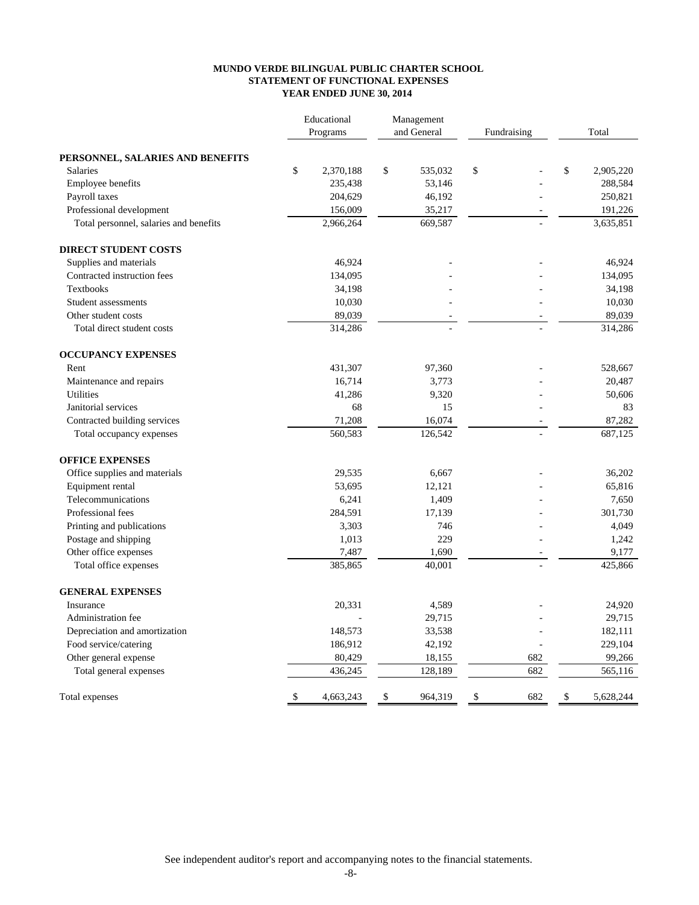**MUNDO VERDE BILINGUAL PUBLIC CHARTER SCHOOL**
**STATEMENT OF FUNCTIONAL EXPENSES**
**YEAR ENDED JUNE 30, 2014**

| | Educational Programs | Management and General | Fundraising | Total |
|---|---|---|---|---|
| **PERSONNEL, SALARIES AND BENEFITS** | | | | |
| Salaries | $ 2,370,188 | $ 535,032 | $ - | $ 2,905,220 |
| Employee benefits | 235,438 | 53,146 | - | 288,584 |
| Payroll taxes | 204,629 | 46,192 | - | 250,821 |
| Professional development | 156,009 | 35,217 | - | 191,226 |
| Total personnel, salaries and benefits | 2,966,264 | 669,587 | - | 3,635,851 |
| **DIRECT STUDENT COSTS** | | | | |
| Supplies and materials | 46,924 | - | - | 46,924 |
| Contracted instruction fees | 134,095 | - | - | 134,095 |
| Textbooks | 34,198 | - | - | 34,198 |
| Student assessments | 10,030 | - | - | 10,030 |
| Other student costs | 89,039 | - | - | 89,039 |
| Total direct student costs | 314,286 | - | - | 314,286 |
| **OCCUPANCY EXPENSES** | | | | |
| Rent | 431,307 | 97,360 | - | 528,667 |
| Maintenance and repairs | 16,714 | 3,773 | - | 20,487 |
| Utilities | 41,286 | 9,320 | - | 50,606 |
| Janitorial services | 68 | 15 | - | 83 |
| Contracted building services | 71,208 | 16,074 | - | 87,282 |
| Total occupancy expenses | 560,583 | 126,542 | - | 687,125 |
| **OFFICE EXPENSES** | | | | |
| Office supplies and materials | 29,535 | 6,667 | - | 36,202 |
| Equipment rental | 53,695 | 12,121 | - | 65,816 |
| Telecommunications | 6,241 | 1,409 | - | 7,650 |
| Professional fees | 284,591 | 17,139 | - | 301,730 |
| Printing and publications | 3,303 | 746 | - | 4,049 |
| Postage and shipping | 1,013 | 229 | - | 1,242 |
| Other office expenses | 7,487 | 1,690 | - | 9,177 |
| Total office expenses | 385,865 | 40,001 | - | 425,866 |
| **GENERAL EXPENSES** | | | | |
| Insurance | 20,331 | 4,589 | - | 24,920 |
| Administration fee | - | 29,715 | - | 29,715 |
| Depreciation and amortization | 148,573 | 33,538 | - | 182,111 |
| Food service/catering | 186,912 | 42,192 | - | 229,104 |
| Other general expense | 80,429 | 18,155 | 682 | 99,266 |
| Total general expenses | 436,245 | 128,189 | 682 | 565,116 |
| Total expenses | $ 4,663,243 | $ 964,319 | $ 682 | $ 5,628,244 |

See independent auditor's report and accompanying notes to the financial statements.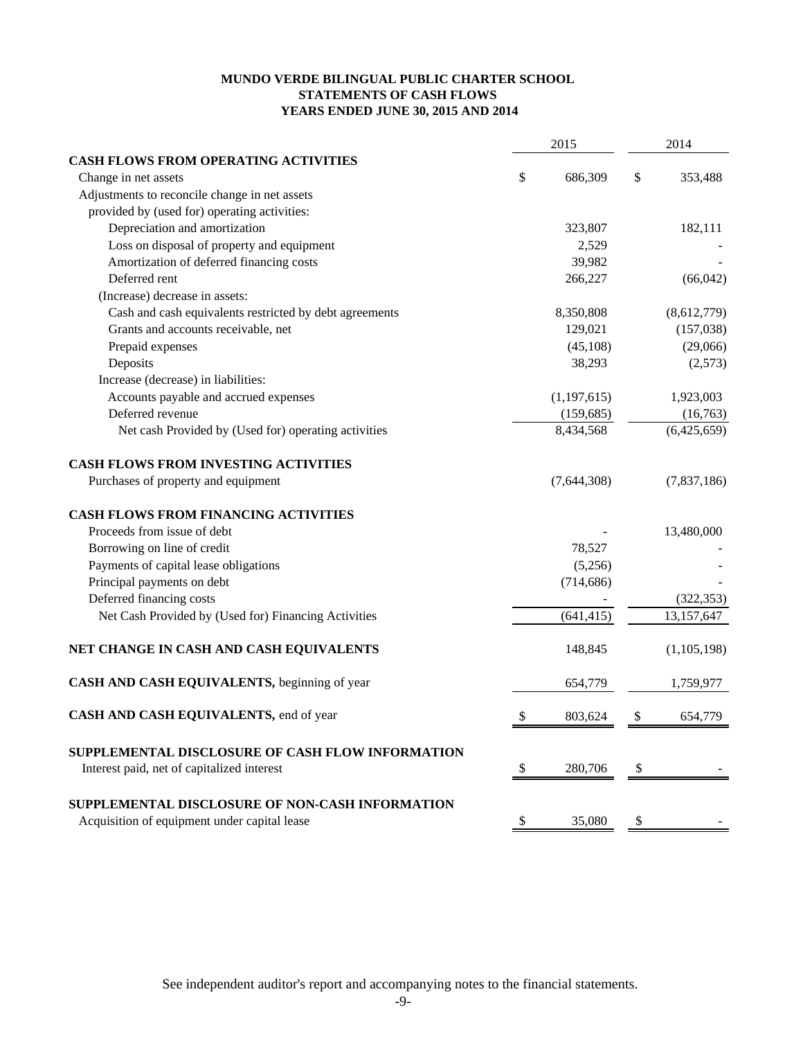# MUNDO VERDE BILINGUAL PUBLIC CHARTER SCHOOL
## STATEMENTS OF CASH FLOWS
### YEARS ENDED JUNE 30, 2015 AND 2014

| | 2015 | 2014 |
|---|---|---|
| **CASH FLOWS FROM OPERATING ACTIVITIES** | | |
| Change in net assets | $ 686,309 | $ 353,488 |
| Adjustments to reconcile change in net assets provided by (used for) operating activities: | | |
| Depreciation and amortization | 323,807 | 182,111 |
| Loss on disposal of property and equipment | 2,529 | - |
| Amortization of deferred financing costs | 39,982 | - |
| Deferred rent | 266,227 | (66,042) |
| (Increase) decrease in assets: | | |
| Cash and cash equivalents restricted by debt agreements | 8,350,808 | (8,612,779) |
| Grants and accounts receivable, net | 129,021 | (157,038) |
| Prepaid expenses | (45,108) | (29,066) |
| Deposits | 38,293 | (2,573) |
| Increase (decrease) in liabilities: | | |
| Accounts payable and accrued expenses | (1,197,615) | 1,923,003 |
| Deferred revenue | (159,685) | (16,763) |
| Net cash Provided by (Used for) operating activities | 8,434,568 | (6,425,659) |
| **CASH FLOWS FROM INVESTING ACTIVITIES** | | |
| Purchases of property and equipment | (7,644,308) | (7,837,186) |
| **CASH FLOWS FROM FINANCING ACTIVITIES** | | |
| Proceeds from issue of debt | - | 13,480,000 |
| Borrowing on line of credit | 78,527 | - |
| Payments of capital lease obligations | (5,256) | - |
| Principal payments on debt | (714,686) | - |
| Deferred financing costs | - | (322,353) |
| Net Cash Provided by (Used for) Financing Activities | (641,415) | 13,157,647 |
| **NET CHANGE IN CASH AND CASH EQUIVALENTS** | 148,845 | (1,105,198) |
| **CASH AND CASH EQUIVALENTS,** beginning of year | 654,779 | 1,759,977 |
| **CASH AND CASH EQUIVALENTS,** end of year | $ 803,624 | $ 654,779 |
| **SUPPLEMENTAL DISCLOSURE OF CASH FLOW INFORMATION** | | |
| Interest paid, net of capitalized interest | $ 280,706 | $ - |
| **SUPPLEMENTAL DISCLOSURE OF NON-CASH INFORMATION** | | |
| Acquisition of equipment under capital lease | $ 35,080 | $ - |

See independent auditor's report and accompanying notes to the financial statements.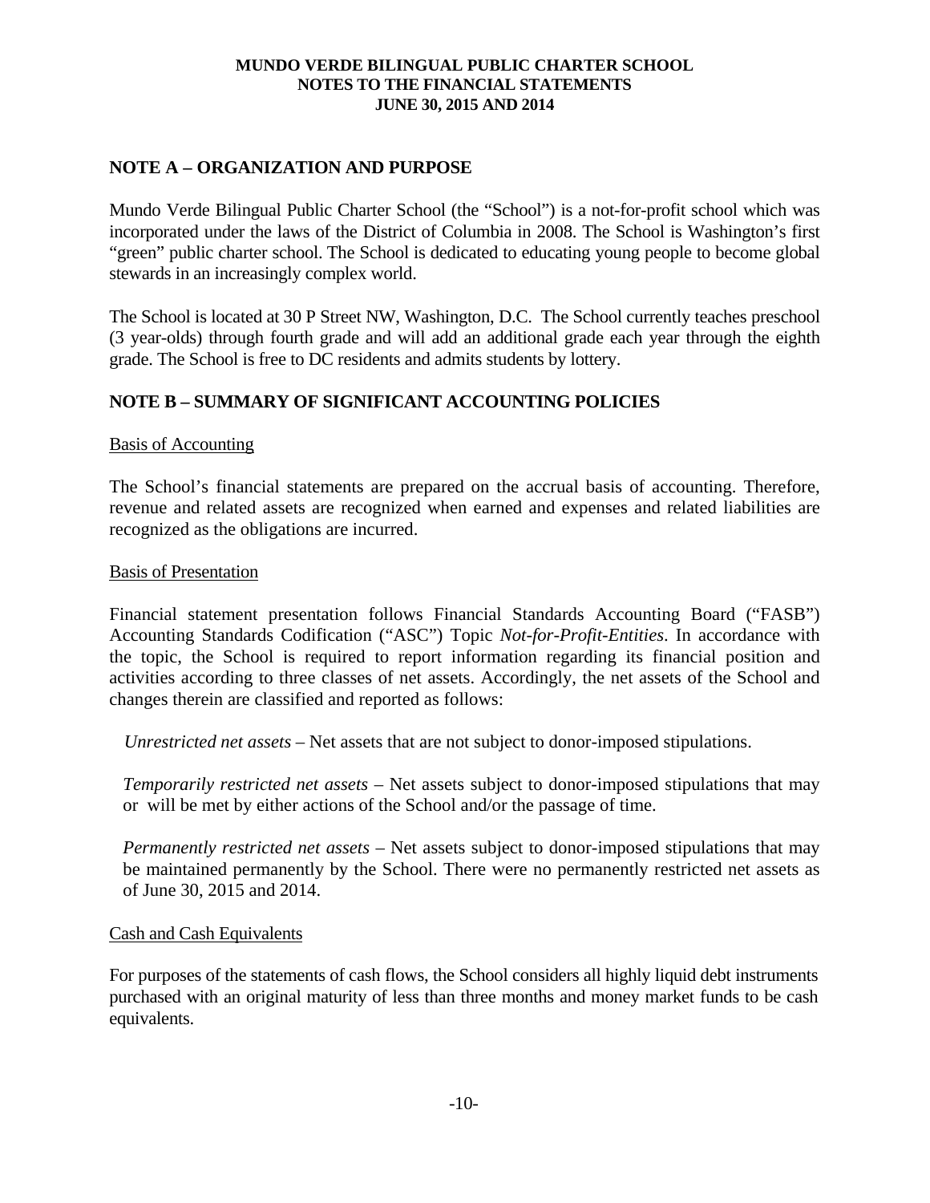# MUNDO VERDE BILINGUAL PUBLIC CHARTER SCHOOL
# NOTES TO THE FINANCIAL STATEMENTS
# JUNE 30, 2015 AND 2014

## NOTE A – ORGANIZATION AND PURPOSE

Mundo Verde Bilingual Public Charter School (the "School") is a not-for-profit school which was incorporated under the laws of the District of Columbia in 2008. The School is Washington's first "green" public charter school. The School is dedicated to educating young people to become global stewards in an increasingly complex world.

The School is located at 30 P Street NW, Washington, D.C. The School currently teaches preschool (3 year-olds) through fourth grade and will add an additional grade each year through the eighth grade. The School is free to DC residents and admits students by lottery.

## NOTE B – SUMMARY OF SIGNIFICANT ACCOUNTING POLICIES

Basis of Accounting

The School's financial statements are prepared on the accrual basis of accounting. Therefore, revenue and related assets are recognized when earned and expenses and related liabilities are recognized as the obligations are incurred.

Basis of Presentation

Financial statement presentation follows Financial Standards Accounting Board ("FASB") Accounting Standards Codification ("ASC") Topic *Not-for-Profit-Entities*. In accordance with the topic, the School is required to report information regarding its financial position and activities according to three classes of net assets. Accordingly, the net assets of the School and changes therein are classified and reported as follows:

*Unrestricted net assets* – Net assets that are not subject to donor-imposed stipulations.

*Temporarily restricted net assets* – Net assets subject to donor-imposed stipulations that may or will be met by either actions of the School and/or the passage of time.

*Permanently restricted net assets* – Net assets subject to donor-imposed stipulations that may be maintained permanently by the School. There were no permanently restricted net assets as of June 30, 2015 and 2014.

Cash and Cash Equivalents

For purposes of the statements of cash flows, the School considers all highly liquid debt instruments purchased with an original maturity of less than three months and money market funds to be cash equivalents.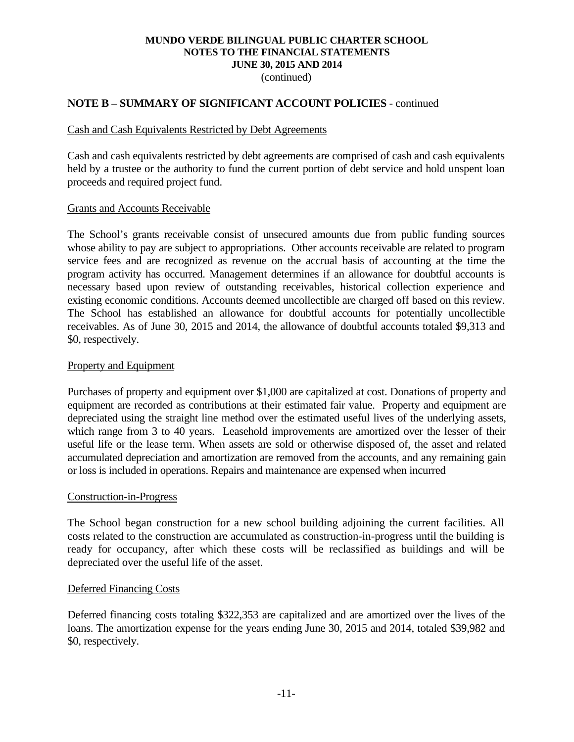**NOTE B – SUMMARY OF SIGNIFICANT ACCOUNT POLICIES** - continued

Cash and Cash Equivalents Restricted by Debt Agreements

Cash and cash equivalents restricted by debt agreements are comprised of cash and cash equivalents held by a trustee or the authority to fund the current portion of debt service and hold unspent loan proceeds and required project fund.

Grants and Accounts Receivable

The School's grants receivable consist of unsecured amounts due from public funding sources whose ability to pay are subject to appropriations. Other accounts receivable are related to program service fees and are recognized as revenue on the accrual basis of accounting at the time the program activity has occurred. Management determines if an allowance for doubtful accounts is necessary based upon review of outstanding receivables, historical collection experience and existing economic conditions. Accounts deemed uncollectible are charged off based on this review. The School has established an allowance for doubtful accounts for potentially uncollectible receivables. As of June 30, 2015 and 2014, the allowance of doubtful accounts totaled $9,313 and $0, respectively.

Property and Equipment

Purchases of property and equipment over $1,000 are capitalized at cost. Donations of property and equipment are recorded as contributions at their estimated fair value. Property and equipment are depreciated using the straight line method over the estimated useful lives of the underlying assets, which range from 3 to 40 years. Leasehold improvements are amortized over the lesser of their useful life or the lease term. When assets are sold or otherwise disposed of, the asset and related accumulated depreciation and amortization are removed from the accounts, and any remaining gain or loss is included in operations. Repairs and maintenance are expensed when incurred

Construction-in-Progress

The School began construction for a new school building adjoining the current facilities. All costs related to the construction are accumulated as construction-in-progress until the building is ready for occupancy, after which these costs will be reclassified as buildings and will be depreciated over the useful life of the asset.

Deferred Financing Costs

Deferred financing costs totaling $322,353 are capitalized and are amortized over the lives of the loans. The amortization expense for the years ending June 30, 2015 and 2014, totaled $39,982 and $0, respectively.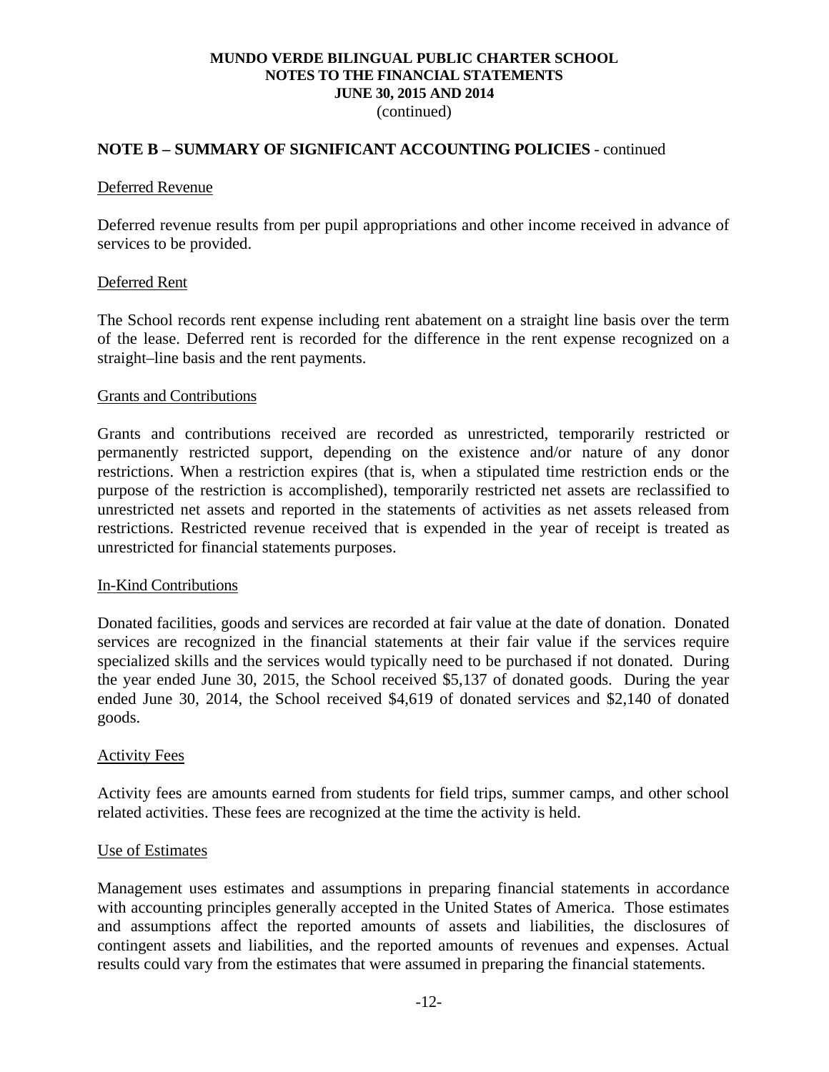## NOTE B – SUMMARY OF SIGNIFICANT ACCOUNTING POLICIES - continued

Deferred Revenue

Deferred revenue results from per pupil appropriations and other income received in advance of services to be provided.

Deferred Rent

The School records rent expense including rent abatement on a straight line basis over the term of the lease. Deferred rent is recorded for the difference in the rent expense recognized on a straight–line basis and the rent payments.

Grants and Contributions

Grants and contributions received are recorded as unrestricted, temporarily restricted or permanently restricted support, depending on the existence and/or nature of any donor restrictions. When a restriction expires (that is, when a stipulated time restriction ends or the purpose of the restriction is accomplished), temporarily restricted net assets are reclassified to unrestricted net assets and reported in the statements of activities as net assets released from restrictions. Restricted revenue received that is expended in the year of receipt is treated as unrestricted for financial statements purposes.

In-Kind Contributions

Donated facilities, goods and services are recorded at fair value at the date of donation. Donated services are recognized in the financial statements at their fair value if the services require specialized skills and the services would typically need to be purchased if not donated. During the year ended June 30, 2015, the School received $5,137 of donated goods. During the year ended June 30, 2014, the School received $4,619 of donated services and $2,140 of donated goods.

Activity Fees

Activity fees are amounts earned from students for field trips, summer camps, and other school related activities. These fees are recognized at the time the activity is held.

Use of Estimates

Management uses estimates and assumptions in preparing financial statements in accordance with accounting principles generally accepted in the United States of America. Those estimates and assumptions affect the reported amounts of assets and liabilities, the disclosures of contingent assets and liabilities, and the reported amounts of revenues and expenses. Actual results could vary from the estimates that were assumed in preparing the financial statements.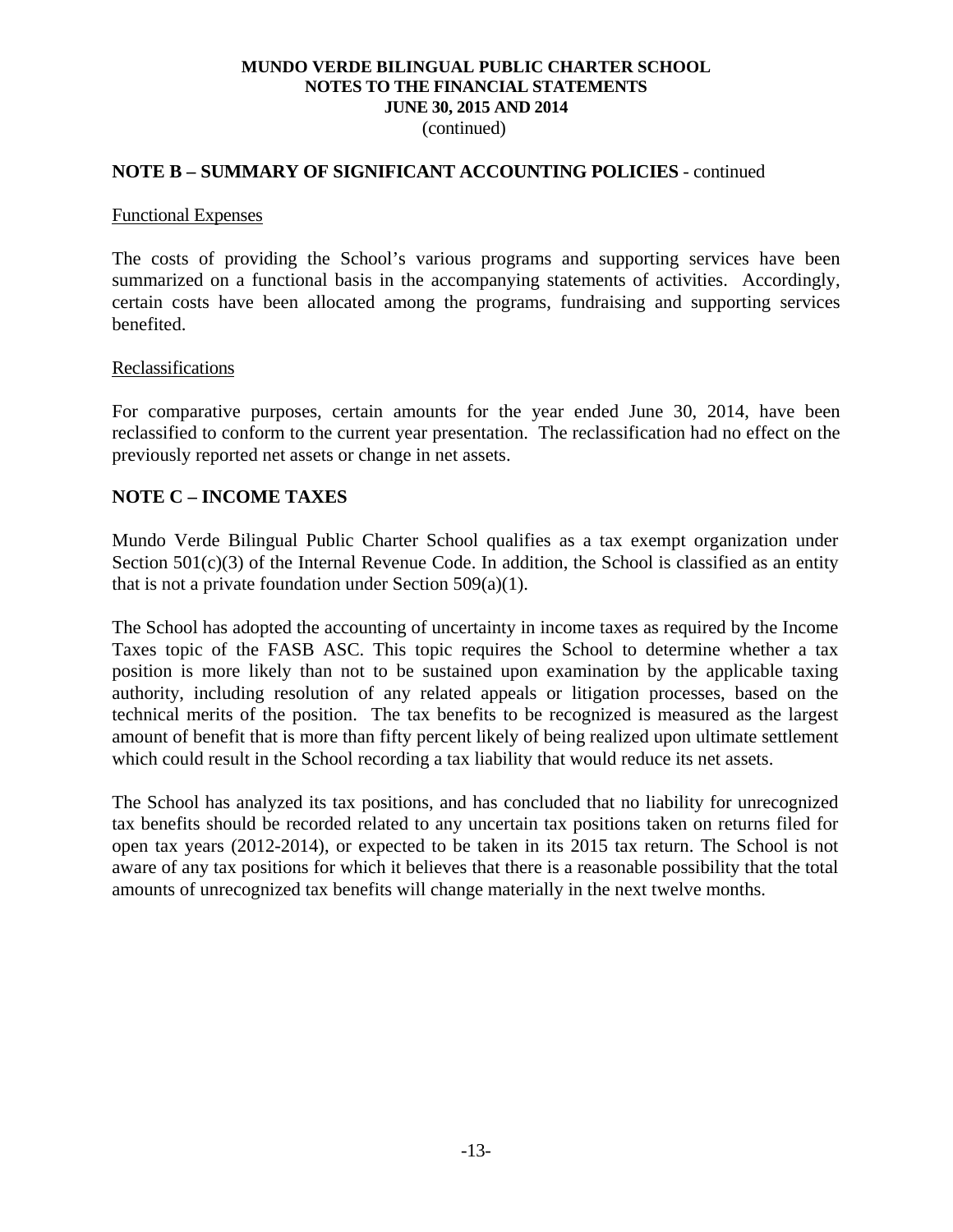## NOTE B – SUMMARY OF SIGNIFICANT ACCOUNTING POLICIES - continued

### Functional Expenses

The costs of providing the School's various programs and supporting services have been summarized on a functional basis in the accompanying statements of activities. Accordingly, certain costs have been allocated among the programs, fundraising and supporting services benefited.

### Reclassifications

For comparative purposes, certain amounts for the year ended June 30, 2014, have been reclassified to conform to the current year presentation. The reclassification had no effect on the previously reported net assets or change in net assets.

## NOTE C – INCOME TAXES

Mundo Verde Bilingual Public Charter School qualifies as a tax exempt organization under Section 501(c)(3) of the Internal Revenue Code. In addition, the School is classified as an entity that is not a private foundation under Section 509(a)(1).

The School has adopted the accounting of uncertainty in income taxes as required by the Income Taxes topic of the FASB ASC. This topic requires the School to determine whether a tax position is more likely than not to be sustained upon examination by the applicable taxing authority, including resolution of any related appeals or litigation processes, based on the technical merits of the position. The tax benefits to be recognized is measured as the largest amount of benefit that is more than fifty percent likely of being realized upon ultimate settlement which could result in the School recording a tax liability that would reduce its net assets.

The School has analyzed its tax positions, and has concluded that no liability for unrecognized tax benefits should be recorded related to any uncertain tax positions taken on returns filed for open tax years (2012-2014), or expected to be taken in its 2015 tax return. The School is not aware of any tax positions for which it believes that there is a reasonable possibility that the total amounts of unrecognized tax benefits will change materially in the next twelve months.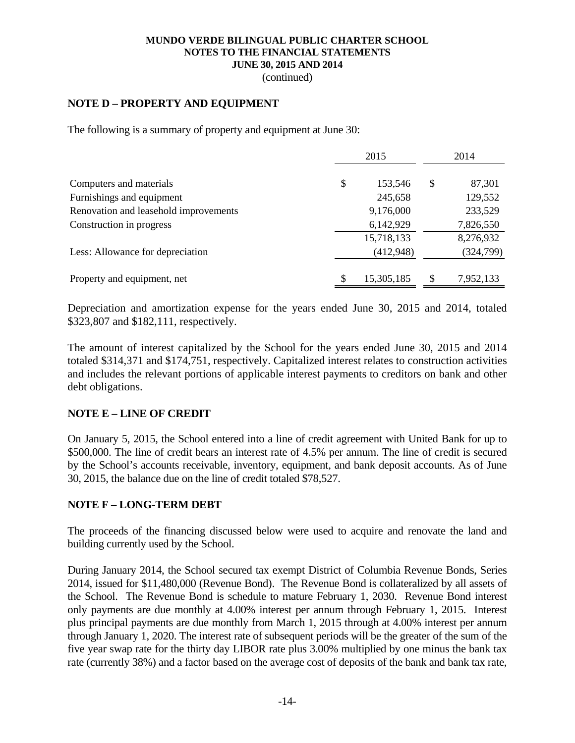# MUNDO VERDE BILINGUAL PUBLIC CHARTER SCHOOL
## NOTES TO THE FINANCIAL STATEMENTS
## JUNE 30, 2015 AND 2014
(continued)

## NOTE D – PROPERTY AND EQUIPMENT

The following is a summary of property and equipment at June 30:

| | 2015 | 2014 |
|---|---|---|
| Computers and materials | $ 153,546 | $ 87,301 |
| Furnishings and equipment | 245,658 | 129,552 |
| Renovation and leasehold improvements | 9,176,000 | 233,529 |
| Construction in progress | 6,142,929 | 7,826,550 |
| | 15,718,133 | 8,276,932 |
| Less: Allowance for depreciation | (412,948) | (324,799) |
| Property and equipment, net | $ 15,305,185 | $ 7,952,133 |

Depreciation and amortization expense for the years ended June 30, 2015 and 2014, totaled \$323,807 and \$182,111, respectively.

The amount of interest capitalized by the School for the years ended June 30, 2015 and 2014 totaled \$314,371 and \$174,751, respectively. Capitalized interest relates to construction activities and includes the relevant portions of applicable interest payments to creditors on bank and other debt obligations.

## NOTE E – LINE OF CREDIT

On January 5, 2015, the School entered into a line of credit agreement with United Bank for up to \$500,000. The line of credit bears an interest rate of 4.5% per annum. The line of credit is secured by the School's accounts receivable, inventory, equipment, and bank deposit accounts. As of June 30, 2015, the balance due on the line of credit totaled \$78,527.

## NOTE F – LONG-TERM DEBT

The proceeds of the financing discussed below were used to acquire and renovate the land and building currently used by the School.

During January 2014, the School secured tax exempt District of Columbia Revenue Bonds, Series 2014, issued for \$11,480,000 (Revenue Bond). The Revenue Bond is collateralized by all assets of the School. The Revenue Bond is schedule to mature February 1, 2030. Revenue Bond interest only payments are due monthly at 4.00% interest per annum through February 1, 2015. Interest plus principal payments are due monthly from March 1, 2015 through at 4.00% interest per annum through January 1, 2020. The interest rate of subsequent periods will be the greater of the sum of the five year swap rate for the thirty day LIBOR rate plus 3.00% multiplied by one minus the bank tax rate (currently 38%) and a factor based on the average cost of deposits of the bank and bank tax rate,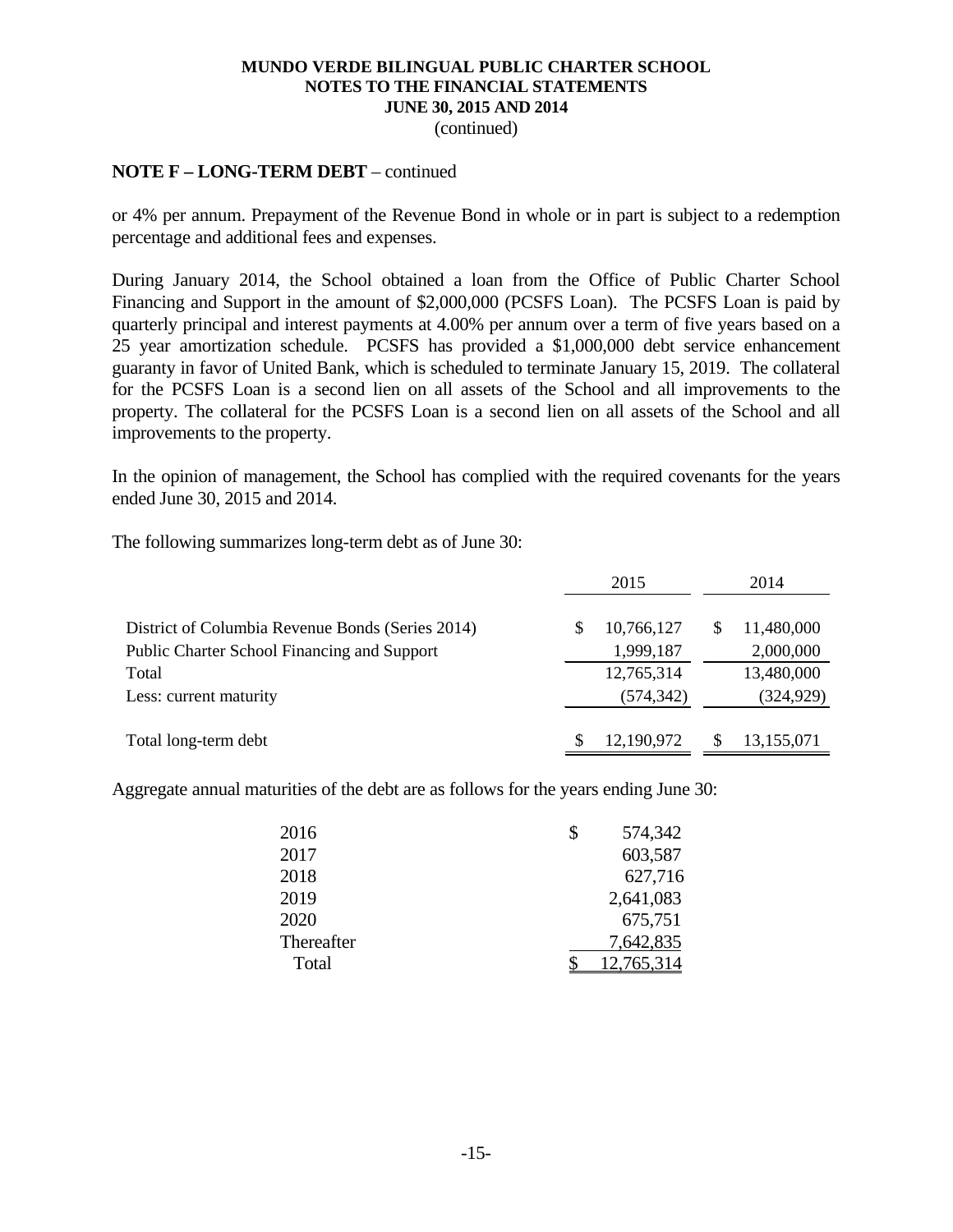**MUNDO VERDE BILINGUAL PUBLIC CHARTER SCHOOL**
**NOTES TO THE FINANCIAL STATEMENTS**
**JUNE 30, 2015 AND 2014**
(continued)

**NOTE F – LONG-TERM DEBT** – continued

or 4% per annum. Prepayment of the Revenue Bond in whole or in part is subject to a redemption percentage and additional fees and expenses.

During January 2014, the School obtained a loan from the Office of Public Charter School Financing and Support in the amount of $2,000,000 (PCSFS Loan). The PCSFS Loan is paid by quarterly principal and interest payments at 4.00% per annum over a term of five years based on a 25 year amortization schedule. PCSFS has provided a $1,000,000 debt service enhancement guaranty in favor of United Bank, which is scheduled to terminate January 15, 2019. The collateral for the PCSFS Loan is a second lien on all assets of the School and all improvements to the property. The collateral for the PCSFS Loan is a second lien on all assets of the School and all improvements to the property.

In the opinion of management, the School has complied with the required covenants for the years ended June 30, 2015 and 2014.

The following summarizes long-term debt as of June 30:

| | 2015 | 2014 |
|---|---|---|
| District of Columbia Revenue Bonds (Series 2014) | $ 10,766,127 | $ 11,480,000 |
| Public Charter School Financing and Support | 1,999,187 | 2,000,000 |
| Total | 12,765,314 | 13,480,000 |
| Less: current maturity | (574,342) | (324,929) |
| Total long-term debt | $ 12,190,972 | $ 13,155,071 |

Aggregate annual maturities of the debt are as follows for the years ending June 30:

| | |
|---|---|
| 2016 | $ 574,342 |
| 2017 | 603,587 |
| 2018 | 627,716 |
| 2019 | 2,641,083 |
| 2020 | 675,751 |
| Thereafter | 7,642,835 |
| Total | $ 12,765,314 |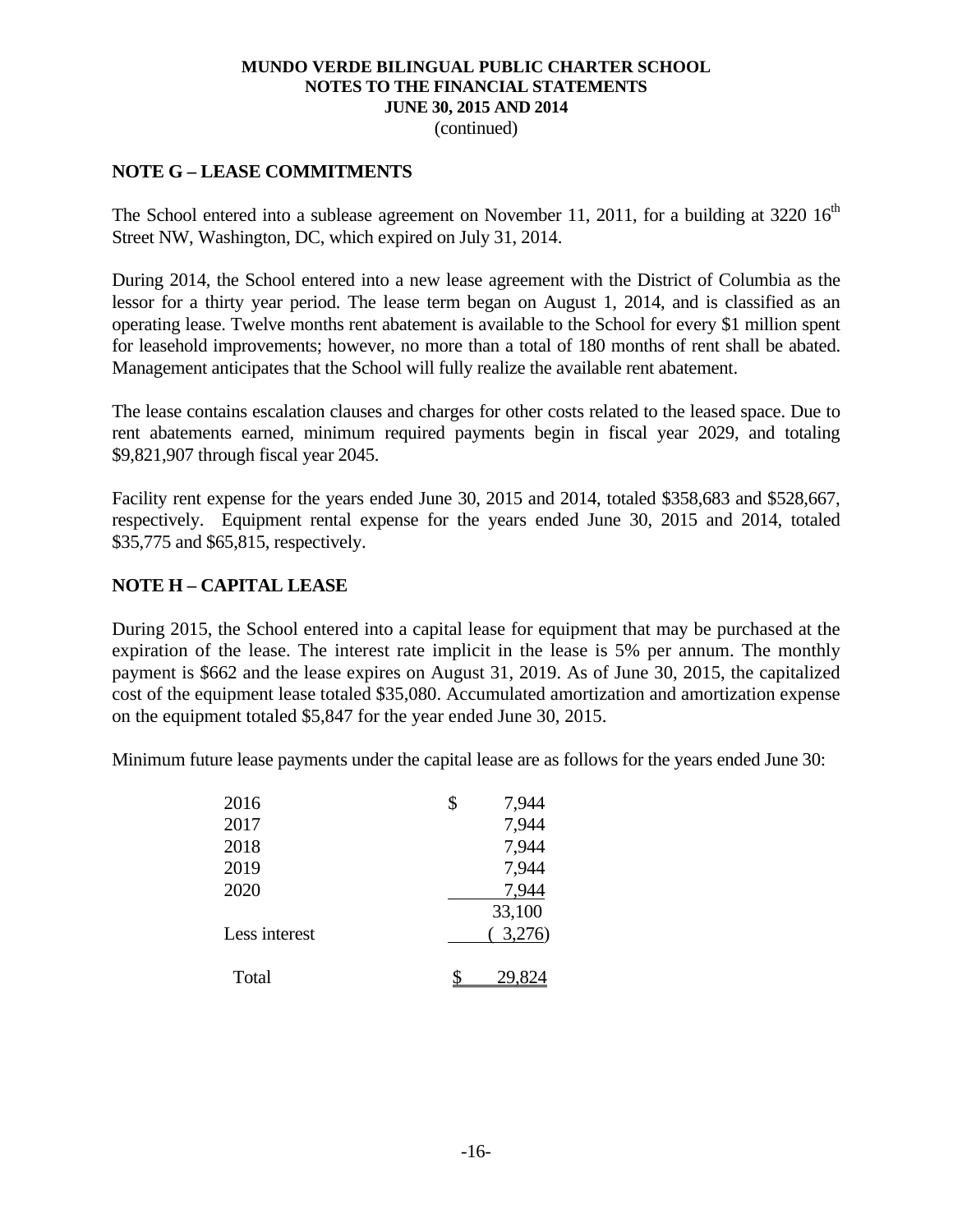**MUNDO VERDE BILINGUAL PUBLIC CHARTER SCHOOL**
**NOTES TO THE FINANCIAL STATEMENTS**
**JUNE 30, 2015 AND 2014**
(continued)

## NOTE G – LEASE COMMITMENTS

The School entered into a sublease agreement on November 11, 2011, for a building at 3220 16th Street NW, Washington, DC, which expired on July 31, 2014.

During 2014, the School entered into a new lease agreement with the District of Columbia as the lessor for a thirty year period. The lease term began on August 1, 2014, and is classified as an operating lease. Twelve months rent abatement is available to the School for every $1 million spent for leasehold improvements; however, no more than a total of 180 months of rent shall be abated. Management anticipates that the School will fully realize the available rent abatement.

The lease contains escalation clauses and charges for other costs related to the leased space. Due to rent abatements earned, minimum required payments begin in fiscal year 2029, and totaling $9,821,907 through fiscal year 2045.

Facility rent expense for the years ended June 30, 2015 and 2014, totaled $358,683 and $528,667, respectively. Equipment rental expense for the years ended June 30, 2015 and 2014, totaled $35,775 and $65,815, respectively.

## NOTE H – CAPITAL LEASE

During 2015, the School entered into a capital lease for equipment that may be purchased at the expiration of the lease. The interest rate implicit in the lease is 5% per annum. The monthly payment is $662 and the lease expires on August 31, 2019. As of June 30, 2015, the capitalized cost of the equipment lease totaled $35,080. Accumulated amortization and amortization expense on the equipment totaled $5,847 for the year ended June 30, 2015.

Minimum future lease payments under the capital lease are as follows for the years ended June 30:

| | |
|---|---|
| 2016 | $ 7,944 |
| 2017 | 7,944 |
| 2018 | 7,944 |
| 2019 | 7,944 |
| 2020 | 7,944 |
| | 33,100 |
| Less interest | ( 3,276) |
| Total | $ 29,824 |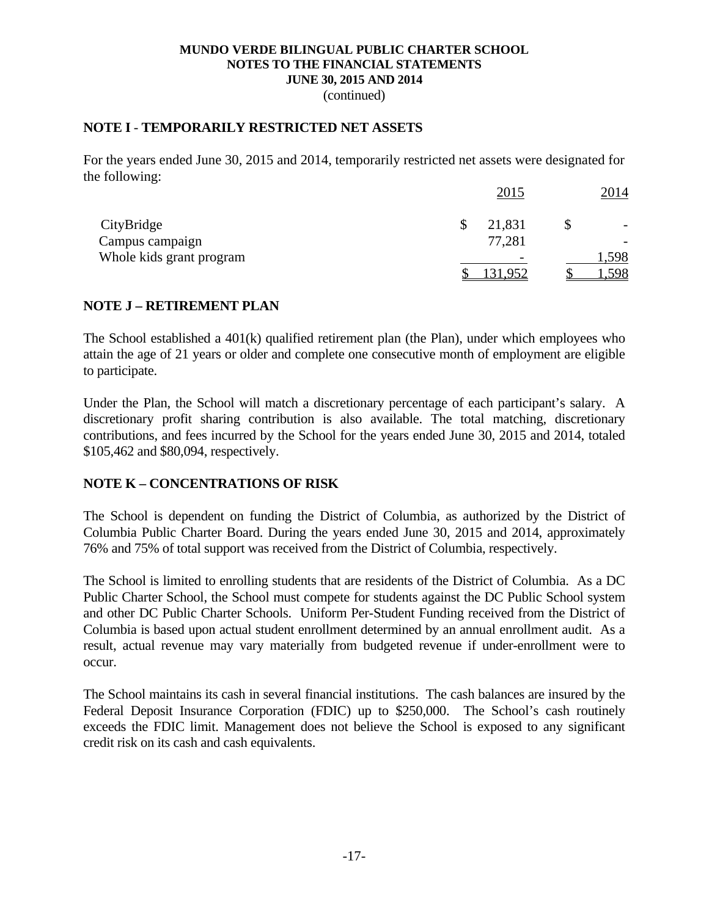**MUNDO VERDE BILINGUAL PUBLIC CHARTER SCHOOL**
**NOTES TO THE FINANCIAL STATEMENTS**
**JUNE 30, 2015 AND 2014**
(continued)

## NOTE I - TEMPORARILY RESTRICTED NET ASSETS

For the years ended June 30, 2015 and 2014, temporarily restricted net assets were designated for the following:

| | 2015 | 2014 |
|---|---|---|
| CityBridge | $ 21,831 | $ - |
| Campus campaign | 77,281 | - |
| Whole kids grant program | - | 1,598 |
| | $ 131,952 | $ 1,598 |

## NOTE J – RETIREMENT PLAN

The School established a 401(k) qualified retirement plan (the Plan), under which employees who attain the age of 21 years or older and complete one consecutive month of employment are eligible to participate.

Under the Plan, the School will match a discretionary percentage of each participant's salary. A discretionary profit sharing contribution is also available. The total matching, discretionary contributions, and fees incurred by the School for the years ended June 30, 2015 and 2014, totaled $105,462 and $80,094, respectively.

## NOTE K – CONCENTRATIONS OF RISK

The School is dependent on funding the District of Columbia, as authorized by the District of Columbia Public Charter Board. During the years ended June 30, 2015 and 2014, approximately 76% and 75% of total support was received from the District of Columbia, respectively.

The School is limited to enrolling students that are residents of the District of Columbia. As a DC Public Charter School, the School must compete for students against the DC Public School system and other DC Public Charter Schools. Uniform Per-Student Funding received from the District of Columbia is based upon actual student enrollment determined by an annual enrollment audit. As a result, actual revenue may vary materially from budgeted revenue if under-enrollment were to occur.

The School maintains its cash in several financial institutions. The cash balances are insured by the Federal Deposit Insurance Corporation (FDIC) up to $250,000. The School's cash routinely exceeds the FDIC limit. Management does not believe the School is exposed to any significant credit risk on its cash and cash equivalents.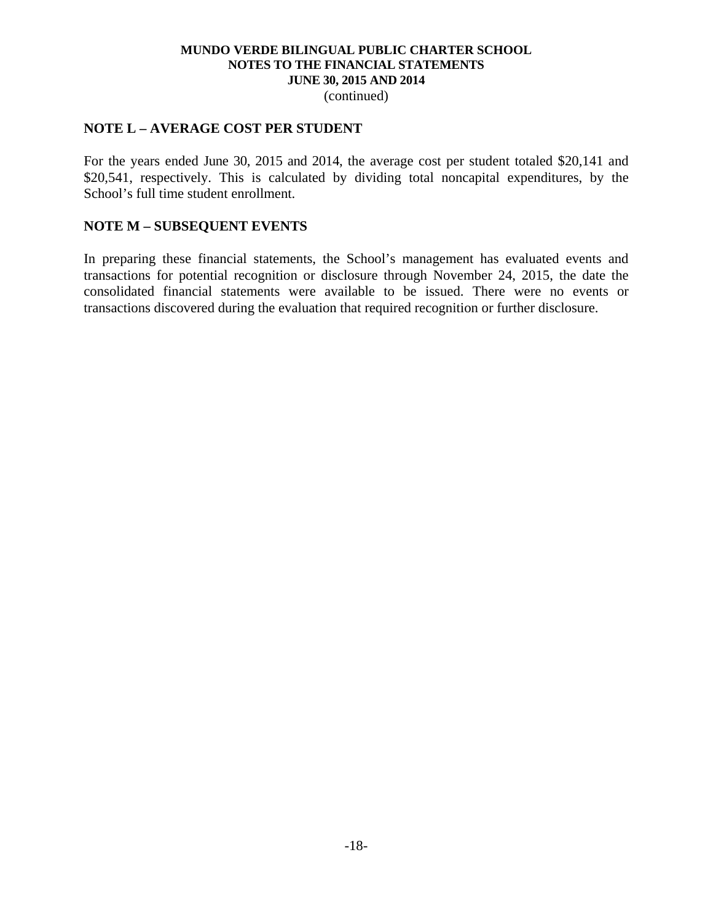## NOTE L – AVERAGE COST PER STUDENT

For the years ended June 30, 2015 and 2014, the average cost per student totaled $20,141 and $20,541, respectively. This is calculated by dividing total noncapital expenditures, by the School's full time student enrollment.

## NOTE M – SUBSEQUENT EVENTS

In preparing these financial statements, the School's management has evaluated events and transactions for potential recognition or disclosure through November 24, 2015, the date the consolidated financial statements were available to be issued. There were no events or transactions discovered during the evaluation that required recognition or further disclosure.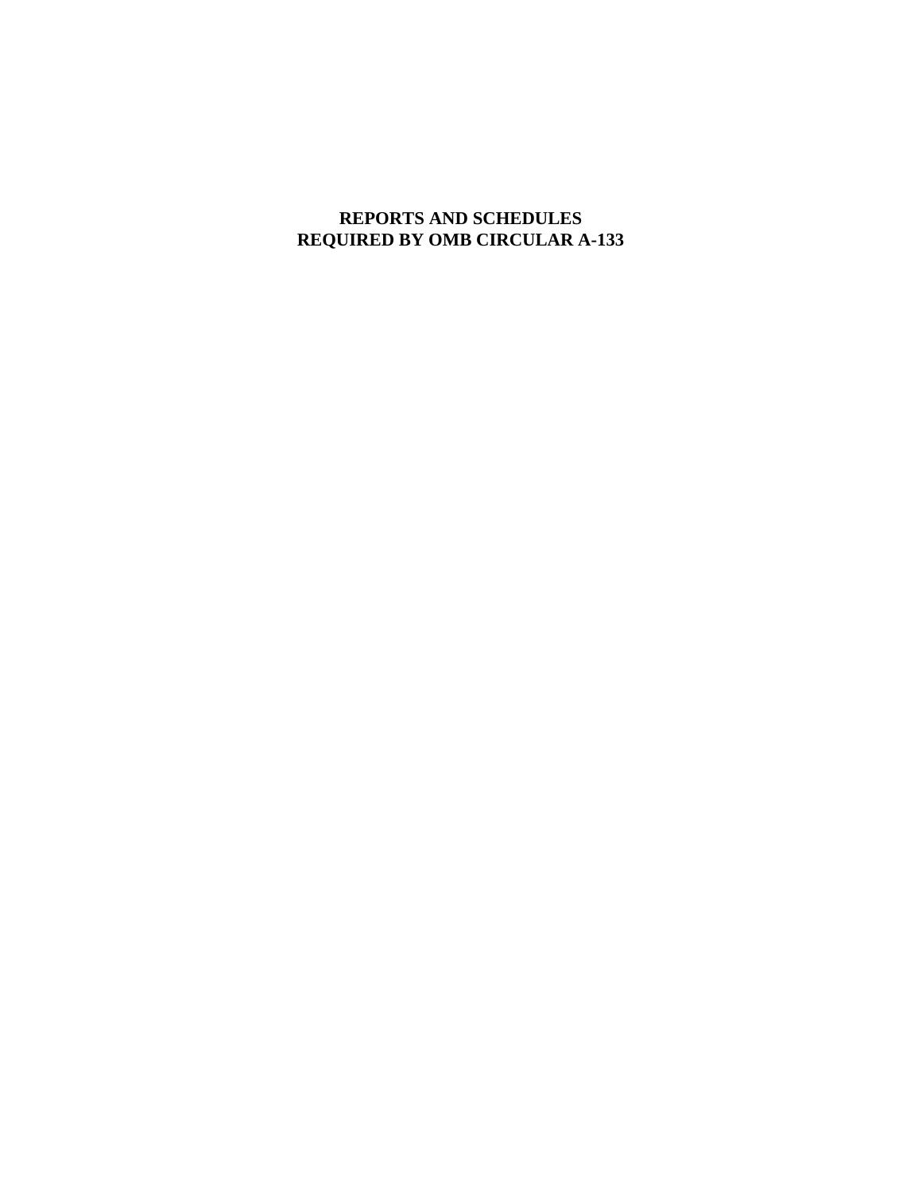# REPORTS AND SCHEDULES
# REQUIRED BY OMB CIRCULAR A-133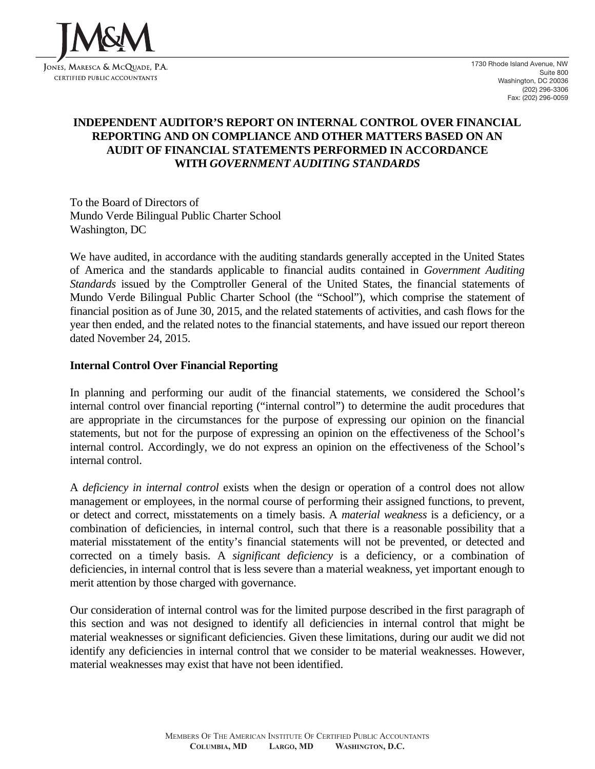JM&M

Jones, Maresca & McQuade, P.A.
CERTIFIED PUBLIC ACCOUNTANTS

1730 Rhode Island Avenue, NW
Suite 800
Washington, DC 20036
(202) 296-3306
Fax: (202) 296-0059

# INDEPENDENT AUDITOR'S REPORT ON INTERNAL CONTROL OVER FINANCIAL REPORTING AND ON COMPLIANCE AND OTHER MATTERS BASED ON AN AUDIT OF FINANCIAL STATEMENTS PERFORMED IN ACCORDANCE WITH *GOVERNMENT AUDITING STANDARDS*

To the Board of Directors of
Mundo Verde Bilingual Public Charter School
Washington, DC

We have audited, in accordance with the auditing standards generally accepted in the United States of America and the standards applicable to financial audits contained in *Government Auditing Standards* issued by the Comptroller General of the United States, the financial statements of Mundo Verde Bilingual Public Charter School (the "School"), which comprise the statement of financial position as of June 30, 2015, and the related statements of activities, and cash flows for the year then ended, and the related notes to the financial statements, and have issued our report thereon dated November 24, 2015.

**Internal Control Over Financial Reporting**

In planning and performing our audit of the financial statements, we considered the School's internal control over financial reporting ("internal control") to determine the audit procedures that are appropriate in the circumstances for the purpose of expressing our opinion on the financial statements, but not for the purpose of expressing an opinion on the effectiveness of the School's internal control. Accordingly, we do not express an opinion on the effectiveness of the School's internal control.

A *deficiency in internal control* exists when the design or operation of a control does not allow management or employees, in the normal course of performing their assigned functions, to prevent, or detect and correct, misstatements on a timely basis. A *material weakness* is a deficiency, or a combination of deficiencies, in internal control, such that there is a reasonable possibility that a material misstatement of the entity's financial statements will not be prevented, or detected and corrected on a timely basis. A *significant deficiency* is a deficiency, or a combination of deficiencies, in internal control that is less severe than a material weakness, yet important enough to merit attention by those charged with governance.

Our consideration of internal control was for the limited purpose described in the first paragraph of this section and was not designed to identify all deficiencies in internal control that might be material weaknesses or significant deficiencies. Given these limitations, during our audit we did not identify any deficiencies in internal control that we consider to be material weaknesses. However, material weaknesses may exist that have not been identified.

Members Of The American Institute Of Certified Public Accountants
**Columbia, MD Largo, MD Washington, D.C.**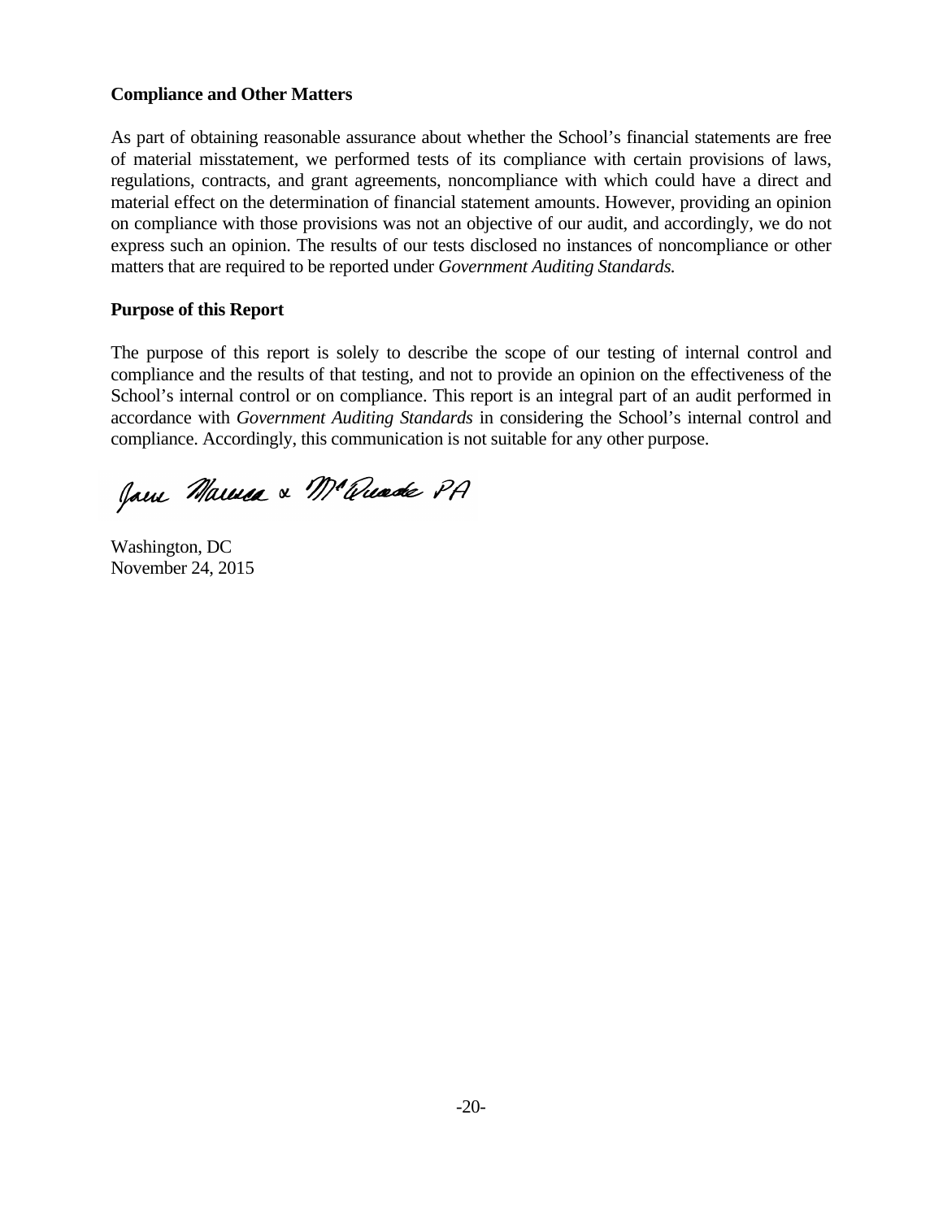**Compliance and Other Matters**

As part of obtaining reasonable assurance about whether the School's financial statements are free of material misstatement, we performed tests of its compliance with certain provisions of laws, regulations, contracts, and grant agreements, noncompliance with which could have a direct and material effect on the determination of financial statement amounts. However, providing an opinion on compliance with those provisions was not an objective of our audit, and accordingly, we do not express such an opinion. The results of our tests disclosed no instances of noncompliance or other matters that are required to be reported under *Government Auditing Standards.*

**Purpose of this Report**

The purpose of this report is solely to describe the scope of our testing of internal control and compliance and the results of that testing, and not to provide an opinion on the effectiveness of the School's internal control or on compliance. This report is an integral part of an audit performed in accordance with *Government Auditing Standards* in considering the School's internal control and compliance. Accordingly, this communication is not suitable for any other purpose.

Jaen Marcus & McQuade PA

Washington, DC
November 24, 2015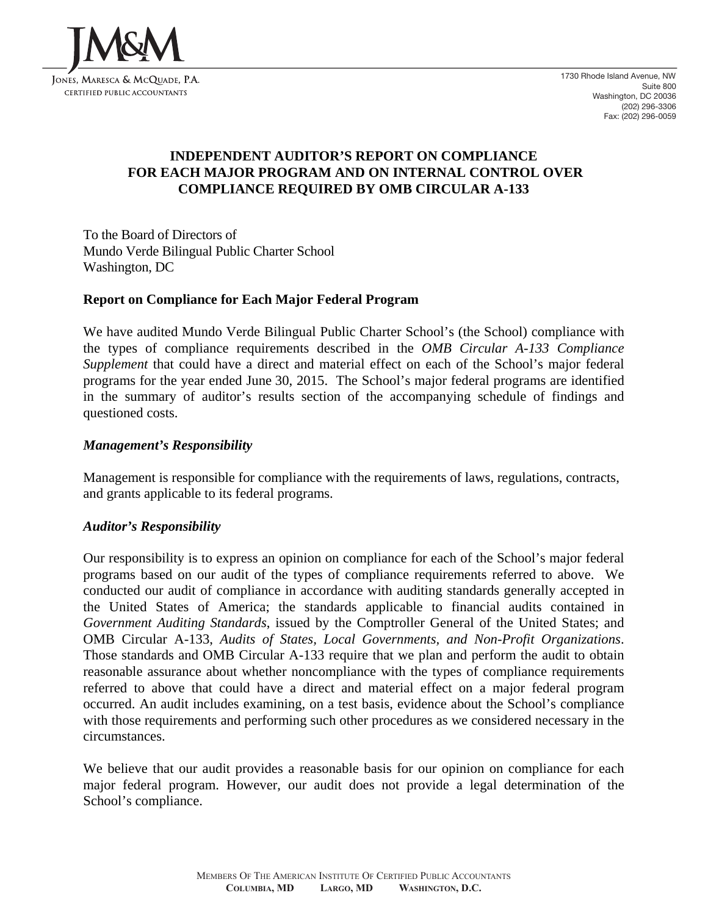JM&M

Jones, Maresca & McQuade, P.A.
Certified Public Accountants

1730 Rhode Island Avenue, NW
Suite 800
Washington, DC 20036
(202) 296-3306
Fax: (202) 296-0059

# INDEPENDENT AUDITOR'S REPORT ON COMPLIANCE FOR EACH MAJOR PROGRAM AND ON INTERNAL CONTROL OVER COMPLIANCE REQUIRED BY OMB CIRCULAR A-133

To the Board of Directors of
Mundo Verde Bilingual Public Charter School
Washington, DC

## Report on Compliance for Each Major Federal Program

We have audited Mundo Verde Bilingual Public Charter School's (the School) compliance with the types of compliance requirements described in the *OMB Circular A-133 Compliance Supplement* that could have a direct and material effect on each of the School's major federal programs for the year ended June 30, 2015. The School's major federal programs are identified in the summary of auditor's results section of the accompanying schedule of findings and questioned costs.

### *Management's Responsibility*

Management is responsible for compliance with the requirements of laws, regulations, contracts, and grants applicable to its federal programs.

### *Auditor's Responsibility*

Our responsibility is to express an opinion on compliance for each of the School's major federal programs based on our audit of the types of compliance requirements referred to above. We conducted our audit of compliance in accordance with auditing standards generally accepted in the United States of America; the standards applicable to financial audits contained in *Government Auditing Standards*, issued by the Comptroller General of the United States; and OMB Circular A-133, *Audits of States, Local Governments, and Non-Profit Organizations*. Those standards and OMB Circular A-133 require that we plan and perform the audit to obtain reasonable assurance about whether noncompliance with the types of compliance requirements referred to above that could have a direct and material effect on a major federal program occurred. An audit includes examining, on a test basis, evidence about the School's compliance with those requirements and performing such other procedures as we considered necessary in the circumstances.

We believe that our audit provides a reasonable basis for our opinion on compliance for each major federal program. However, our audit does not provide a legal determination of the School's compliance.

Members Of The American Institute Of Certified Public Accountants
**Columbia, MD Largo, MD Washington, D.C.**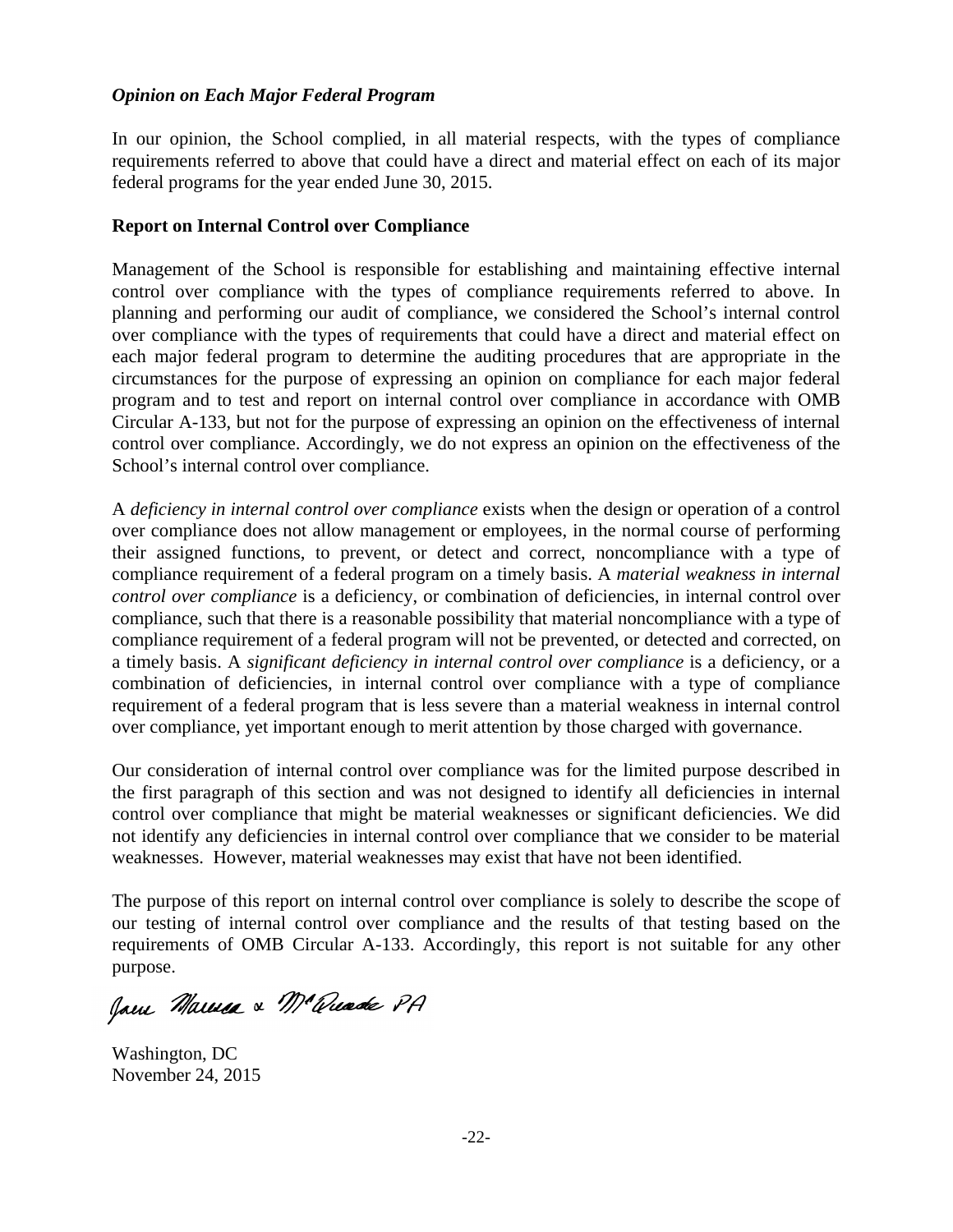### *Opinion on Each Major Federal Program*

In our opinion, the School complied, in all material respects, with the types of compliance requirements referred to above that could have a direct and material effect on each of its major federal programs for the year ended June 30, 2015.

### Report on Internal Control over Compliance

Management of the School is responsible for establishing and maintaining effective internal control over compliance with the types of compliance requirements referred to above. In planning and performing our audit of compliance, we considered the School's internal control over compliance with the types of requirements that could have a direct and material effect on each major federal program to determine the auditing procedures that are appropriate in the circumstances for the purpose of expressing an opinion on compliance for each major federal program and to test and report on internal control over compliance in accordance with OMB Circular A-133, but not for the purpose of expressing an opinion on the effectiveness of internal control over compliance. Accordingly, we do not express an opinion on the effectiveness of the School's internal control over compliance.

A *deficiency in internal control over compliance* exists when the design or operation of a control over compliance does not allow management or employees, in the normal course of performing their assigned functions, to prevent, or detect and correct, noncompliance with a type of compliance requirement of a federal program on a timely basis. A *material weakness in internal control over compliance* is a deficiency, or combination of deficiencies, in internal control over compliance, such that there is a reasonable possibility that material noncompliance with a type of compliance requirement of a federal program will not be prevented, or detected and corrected, on a timely basis. A *significant deficiency in internal control over compliance* is a deficiency, or a combination of deficiencies, in internal control over compliance with a type of compliance requirement of a federal program that is less severe than a material weakness in internal control over compliance, yet important enough to merit attention by those charged with governance.

Our consideration of internal control over compliance was for the limited purpose described in the first paragraph of this section and was not designed to identify all deficiencies in internal control over compliance that might be material weaknesses or significant deficiencies. We did not identify any deficiencies in internal control over compliance that we consider to be material weaknesses. However, material weaknesses may exist that have not been identified.

The purpose of this report on internal control over compliance is solely to describe the scope of our testing of internal control over compliance and the results of that testing based on the requirements of OMB Circular A-133. Accordingly, this report is not suitable for any other purpose.

Jaru Marusa & McQuade PA

Washington, DC
November 24, 2015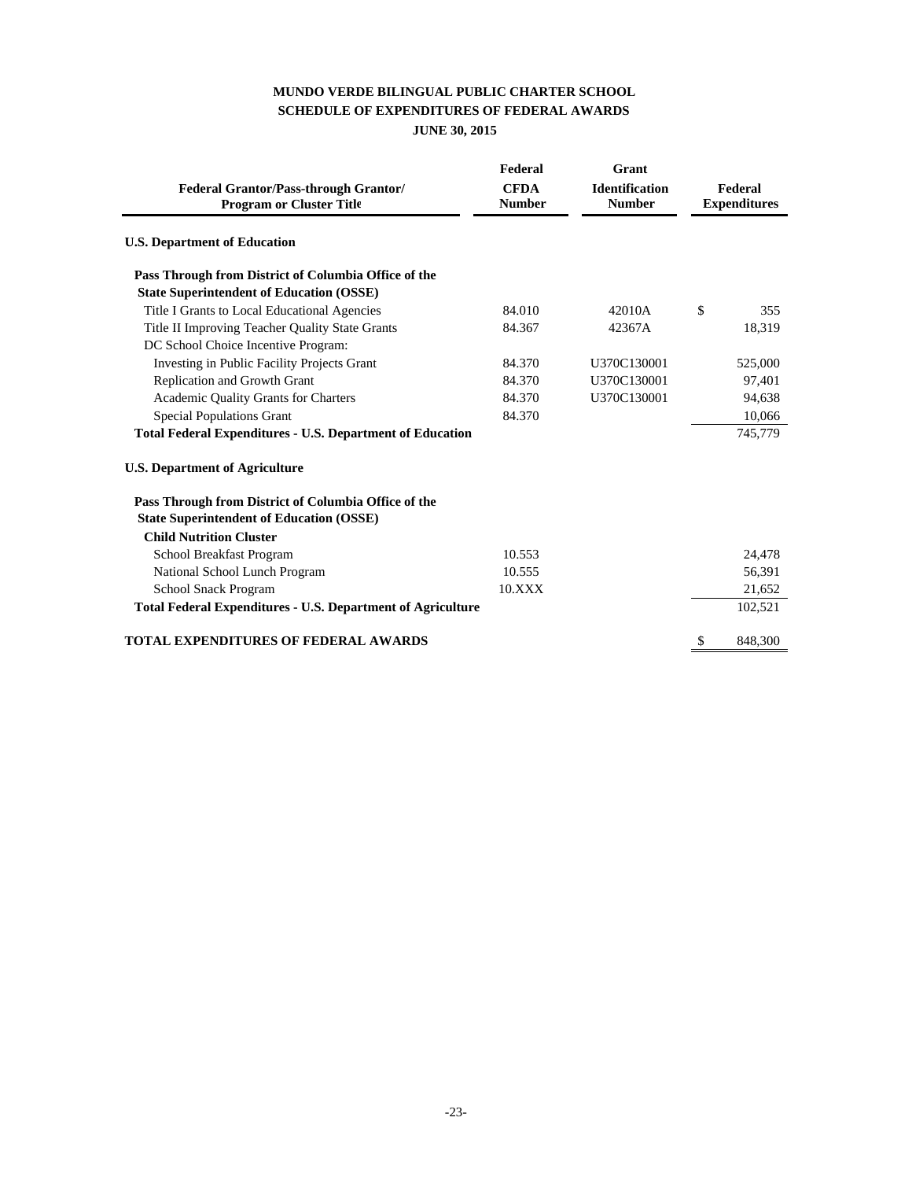# MUNDO VERDE BILINGUAL PUBLIC CHARTER SCHOOL
## SCHEDULE OF EXPENDITURES OF FEDERAL AWARDS
### JUNE 30, 2015

| Federal Grantor/Pass-through Grantor/ Program or Cluster Title | Federal CFDA Number | Grant Identification Number | Federal Expenditures |
|---|---|---|---|
| **U.S. Department of Education** | | | |
| **Pass Through from District of Columbia Office of the State Superintendent of Education (OSSE)** | | | |
| Title I Grants to Local Educational Agencies | 84.010 | 42010A | $ 355 |
| Title II Improving Teacher Quality State Grants | 84.367 | 42367A | 18,319 |
| DC School Choice Incentive Program: | | | |
| Investing in Public Facility Projects Grant | 84.370 | U370C130001 | 525,000 |
| Replication and Growth Grant | 84.370 | U370C130001 | 97,401 |
| Academic Quality Grants for Charters | 84.370 | U370C130001 | 94,638 |
| Special Populations Grant | 84.370 | | 10,066 |
| **Total Federal Expenditures - U.S. Department of Education** | | | 745,779 |
| **U.S. Department of Agriculture** | | | |
| **Pass Through from District of Columbia Office of the State Superintendent of Education (OSSE)** | | | |
| **Child Nutrition Cluster** | | | |
| School Breakfast Program | 10.553 | | 24,478 |
| National School Lunch Program | 10.555 | | 56,391 |
| School Snack Program | 10.XXX | | 21,652 |
| **Total Federal Expenditures - U.S. Department of Agriculture** | | | 102,521 |
| **TOTAL EXPENDITURES OF FEDERAL AWARDS** | | | $ 848,300 |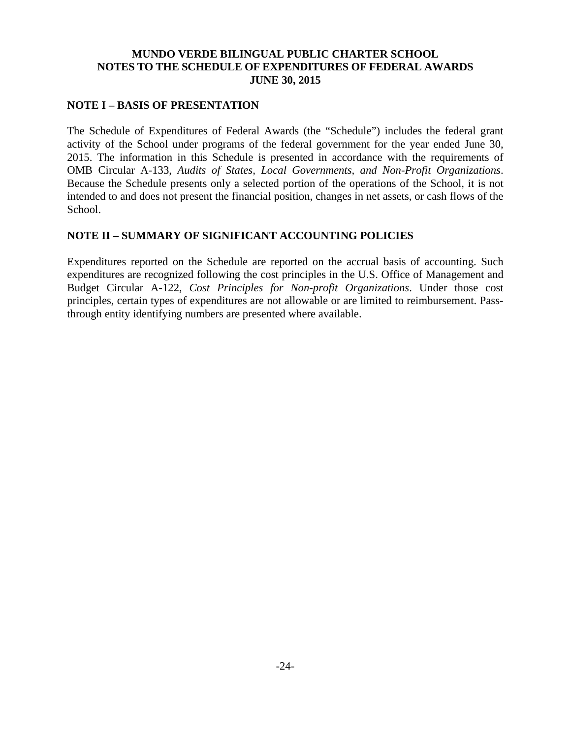# MUNDO VERDE BILINGUAL PUBLIC CHARTER SCHOOL
## NOTES TO THE SCHEDULE OF EXPENDITURES OF FEDERAL AWARDS
## JUNE 30, 2015

### NOTE I – BASIS OF PRESENTATION

The Schedule of Expenditures of Federal Awards (the "Schedule") includes the federal grant activity of the School under programs of the federal government for the year ended June 30, 2015. The information in this Schedule is presented in accordance with the requirements of OMB Circular A-133, *Audits of States, Local Governments, and Non-Profit Organizations*. Because the Schedule presents only a selected portion of the operations of the School, it is not intended to and does not present the financial position, changes in net assets, or cash flows of the School.

### NOTE II – SUMMARY OF SIGNIFICANT ACCOUNTING POLICIES

Expenditures reported on the Schedule are reported on the accrual basis of accounting. Such expenditures are recognized following the cost principles in the U.S. Office of Management and Budget Circular A-122, *Cost Principles for Non-profit Organizations*. Under those cost principles, certain types of expenditures are not allowable or are limited to reimbursement. Pass-through entity identifying numbers are presented where available.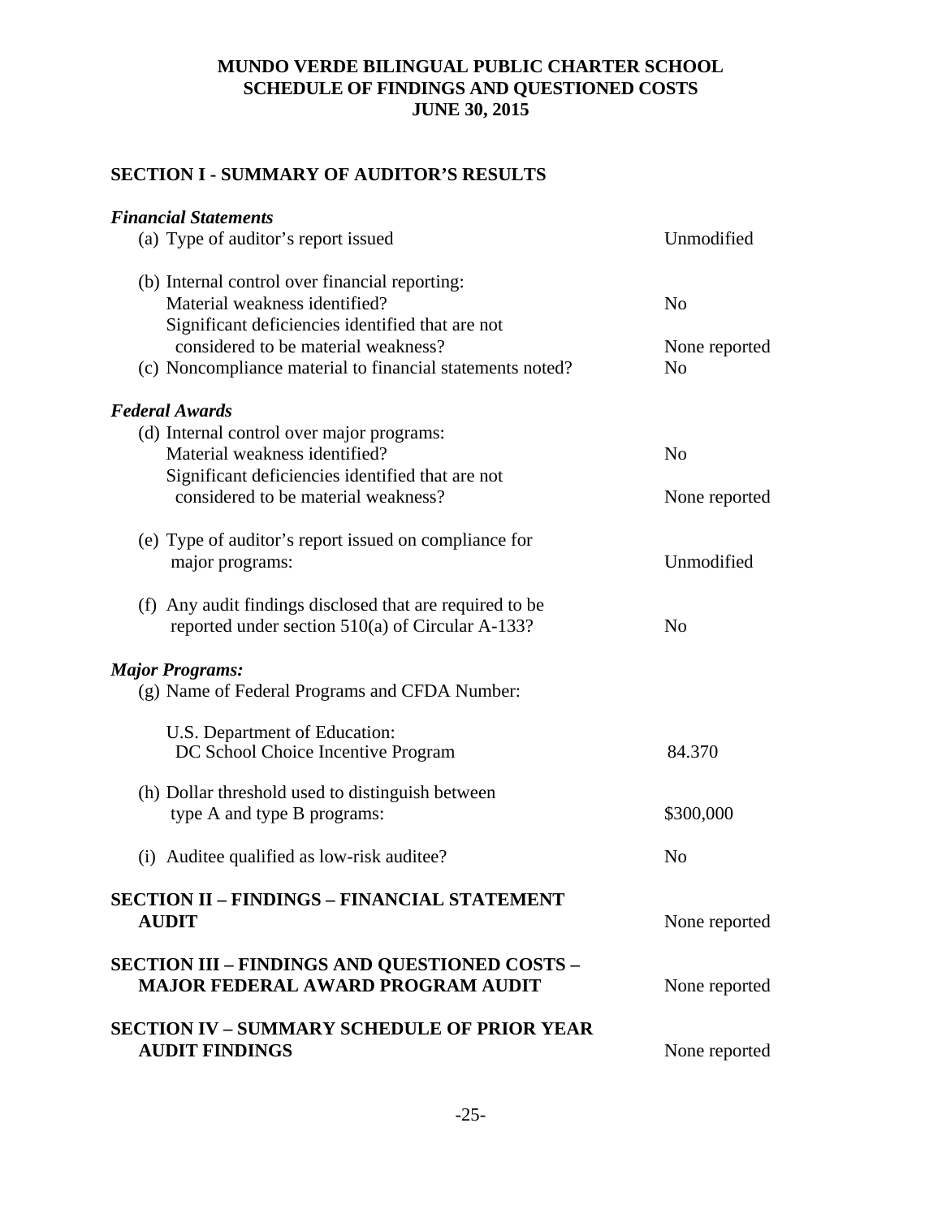# MUNDO VERDE BILINGUAL PUBLIC CHARTER SCHOOL
## SCHEDULE OF FINDINGS AND QUESTIONED COSTS
## JUNE 30, 2015

### SECTION I - SUMMARY OF AUDITOR'S RESULTS

***Financial Statements***

| | |
|---|---|
| (a) Type of auditor's report issued | Unmodified |
| (b) Internal control over financial reporting: | |
| Material weakness identified? | No |
| Significant deficiencies identified that are not considered to be material weakness? | None reported |
| (c) Noncompliance material to financial statements noted? | No |

***Federal Awards***

| | |
|---|---|
| (d) Internal control over major programs: | |
| Material weakness identified? | No |
| Significant deficiencies identified that are not considered to be material weakness? | None reported |
| (e) Type of auditor's report issued on compliance for major programs: | Unmodified |
| (f) Any audit findings disclosed that are required to be reported under section 510(a) of Circular A-133? | No |

***Major Programs:***

| | |
|---|---|
| (g) Name of Federal Programs and CFDA Number: | |
| U.S. Department of Education: DC School Choice Incentive Program | 84.370 |
| (h) Dollar threshold used to distinguish between type A and type B programs: | \$300,000 |
| (i) Auditee qualified as low-risk auditee? | No |

| | |
|---|---|
| **SECTION II – FINDINGS – FINANCIAL STATEMENT AUDIT** | None reported |
| **SECTION III – FINDINGS AND QUESTIONED COSTS – MAJOR FEDERAL AWARD PROGRAM AUDIT** | None reported |
| **SECTION IV – SUMMARY SCHEDULE OF PRIOR YEAR AUDIT FINDINGS** | None reported |